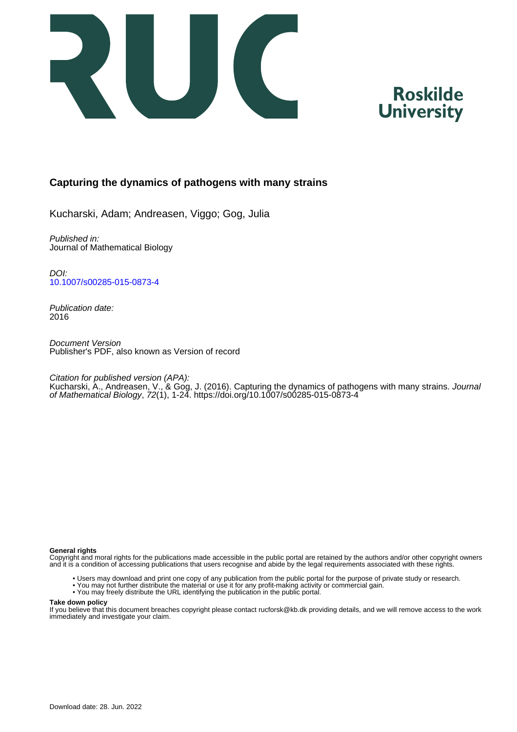# Capturing the dynamics of pathogens with many strains

Kucharski, Adam; Andreasen, Viggo; Gog, Julia

*Published in:*
Journal of Mathematical Biology

*DOI:*
[10.1007/s00285-015-0873-4](https://doi.org/10.1007/s00285-015-0873-4)

*Publication date:*
2016

*Document Version*
Publisher's PDF, also known as Version of record

*Citation for published version (APA):*
Kucharski, A., Andreasen, V., & Gog, J. (2016). Capturing the dynamics of pathogens with many strains. *Journal of Mathematical Biology*, *72*(1), 1-24. https://doi.org/10.1007/s00285-015-0873-4

**General rights**
Copyright and moral rights for the publications made accessible in the public portal are retained by the authors and/or other copyright owners and it is a condition of accessing publications that users recognise and abide by the legal requirements associated with these rights.

- Users may download and print one copy of any publication from the public portal for the purpose of private study or research.
- You may not further distribute the material or use it for any profit-making activity or commercial gain.
- You may freely distribute the URL identifying the publication in the public portal.

**Take down policy**
If you believe that this document breaches copyright please contact rucforsk@kb.dk providing details, and we will remove access to the work immediately and investigate your claim.

Download date: 28. Jun. 2022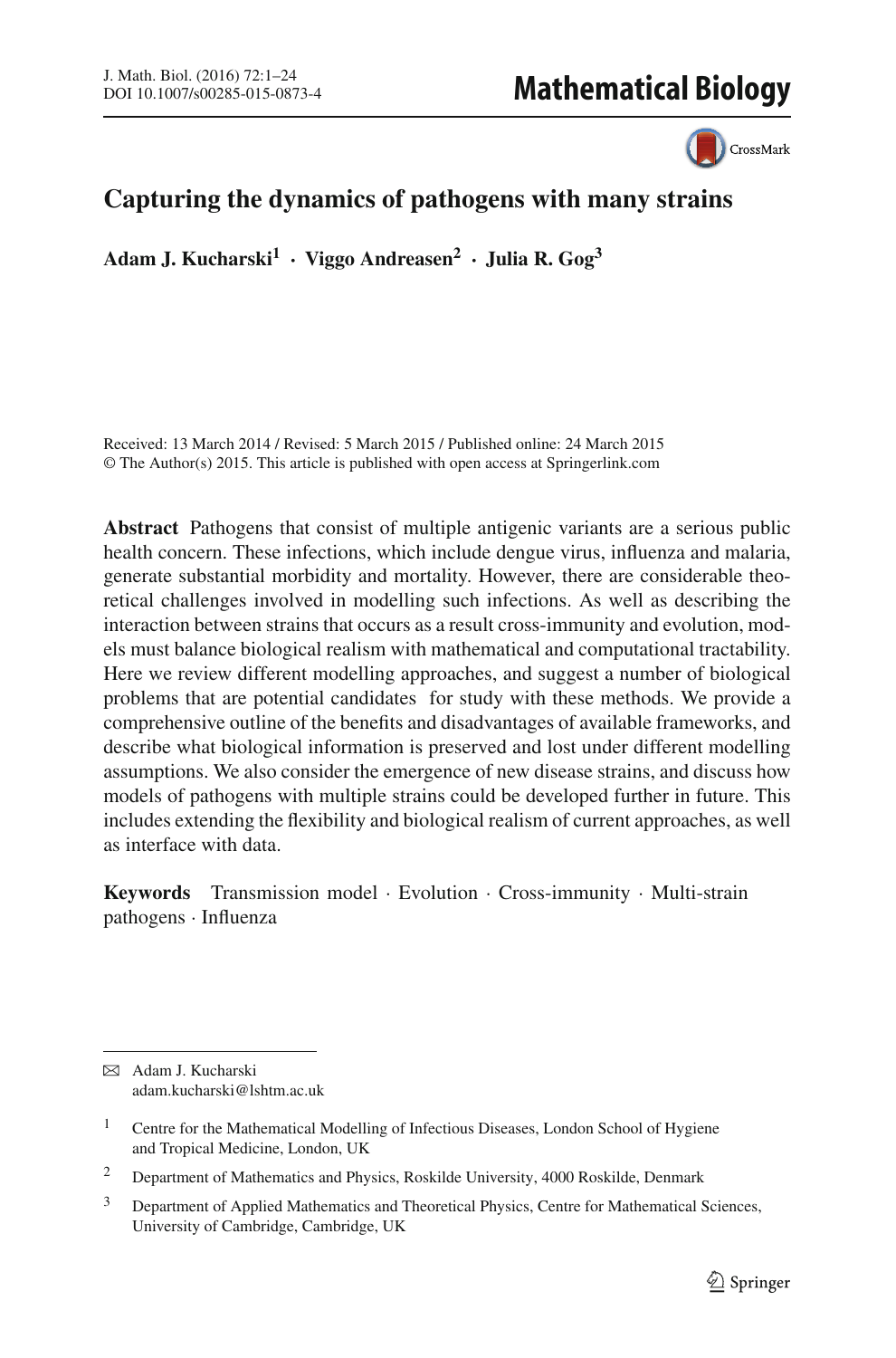# Capturing the dynamics of pathogens with many strains

**Adam J. Kucharski[1] · Viggo Andreasen[2] · Julia R. Gog[3]**

Received: 13 March 2014 / Revised: 5 March 2015 / Published online: 24 March 2015
© The Author(s) 2015. This article is published with open access at Springerlink.com

**Abstract** Pathogens that consist of multiple antigenic variants are a serious public health concern. These infections, which include dengue virus, influenza and malaria, generate substantial morbidity and mortality. However, there are considerable theoretical challenges involved in modelling such infections. As well as describing the interaction between strains that occurs as a result cross-immunity and evolution, models must balance biological realism with mathematical and computational tractability. Here we review different modelling approaches, and suggest a number of biological problems that are potential candidates for study with these methods. We provide a comprehensive outline of the benefits and disadvantages of available frameworks, and describe what biological information is preserved and lost under different modelling assumptions. We also consider the emergence of new disease strains, and discuss how models of pathogens with multiple strains could be developed further in future. This includes extending the flexibility and biological realism of current approaches, as well as interface with data.

**Keywords** Transmission model · Evolution · Cross-immunity · Multi-strain pathogens · Influenza

✉ Adam J. Kucharski
adam.kucharski@lshtm.ac.uk

[1] Centre for the Mathematical Modelling of Infectious Diseases, London School of Hygiene and Tropical Medicine, London, UK

[2] Department of Mathematics and Physics, Roskilde University, 4000 Roskilde, Denmark

[3] Department of Applied Mathematics and Theoretical Physics, Centre for Mathematical Sciences, University of Cambridge, Cambridge, UK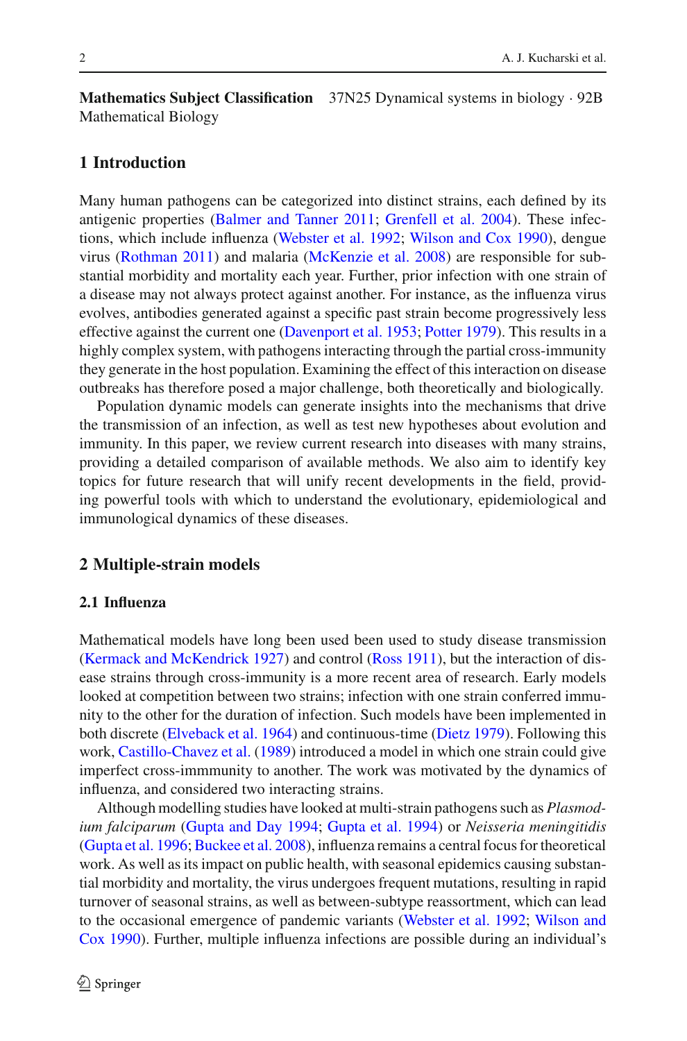**Mathematics Subject Classification** 37N25 Dynamical systems in biology · 92B Mathematical Biology

## 1 Introduction

Many human pathogens can be categorized into distinct strains, each defined by its antigenic properties (Balmer and Tanner 2011; Grenfell et al. 2004). These infections, which include influenza (Webster et al. 1992; Wilson and Cox 1990), dengue virus (Rothman 2011) and malaria (McKenzie et al. 2008) are responsible for substantial morbidity and mortality each year. Further, prior infection with one strain of a disease may not always protect against another. For instance, as the influenza virus evolves, antibodies generated against a specific past strain become progressively less effective against the current one (Davenport et al. 1953; Potter 1979). This results in a highly complex system, with pathogens interacting through the partial cross-immunity they generate in the host population. Examining the effect of this interaction on disease outbreaks has therefore posed a major challenge, both theoretically and biologically.

Population dynamic models can generate insights into the mechanisms that drive the transmission of an infection, as well as test new hypotheses about evolution and immunity. In this paper, we review current research into diseases with many strains, providing a detailed comparison of available methods. We also aim to identify key topics for future research that will unify recent developments in the field, providing powerful tools with which to understand the evolutionary, epidemiological and immunological dynamics of these diseases.

## 2 Multiple-strain models

### 2.1 Influenza

Mathematical models have long been used been used to study disease transmission (Kermack and McKendrick 1927) and control (Ross 1911), but the interaction of disease strains through cross-immunity is a more recent area of research. Early models looked at competition between two strains; infection with one strain conferred immunity to the other for the duration of infection. Such models have been implemented in both discrete (Elveback et al. 1964) and continuous-time (Dietz 1979). Following this work, Castillo-Chavez et al. (1989) introduced a model in which one strain could give imperfect cross-immmunity to another. The work was motivated by the dynamics of influenza, and considered two interacting strains.

Although modelling studies have looked at multi-strain pathogens such as *Plasmodium falciparum* (Gupta and Day 1994; Gupta et al. 1994) or *Neisseria meningitidis* (Gupta et al. 1996; Buckee et al. 2008), influenza remains a central focus for theoretical work. As well as its impact on public health, with seasonal epidemics causing substantial morbidity and mortality, the virus undergoes frequent mutations, resulting in rapid turnover of seasonal strains, as well as between-subtype reassortment, which can lead to the occasional emergence of pandemic variants (Webster et al. 1992; Wilson and Cox 1990). Further, multiple influenza infections are possible during an individual's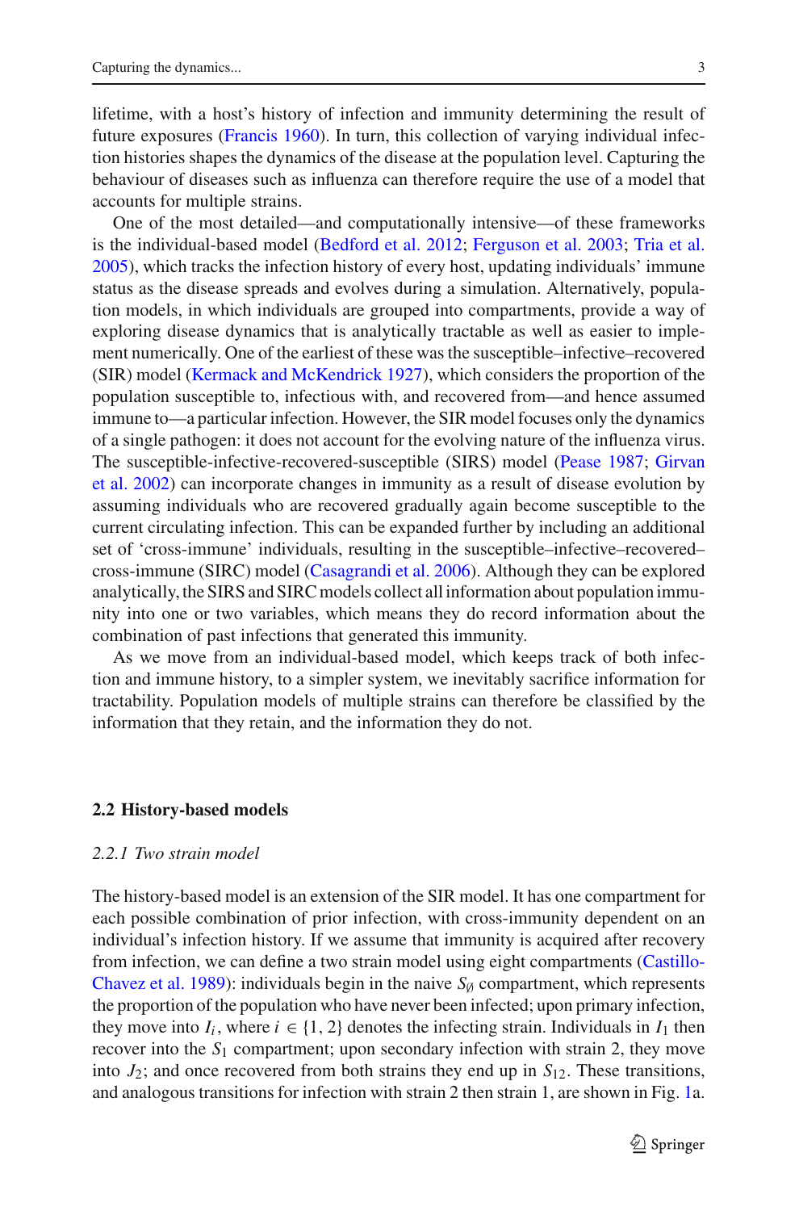lifetime, with a host's history of infection and immunity determining the result of future exposures (Francis 1960). In turn, this collection of varying individual infection histories shapes the dynamics of the disease at the population level. Capturing the behaviour of diseases such as influenza can therefore require the use of a model that accounts for multiple strains.

One of the most detailed—and computationally intensive—of these frameworks is the individual-based model (Bedford et al. 2012; Ferguson et al. 2003; Tria et al. 2005), which tracks the infection history of every host, updating individuals' immune status as the disease spreads and evolves during a simulation. Alternatively, population models, in which individuals are grouped into compartments, provide a way of exploring disease dynamics that is analytically tractable as well as easier to implement numerically. One of the earliest of these was the susceptible–infective–recovered (SIR) model (Kermack and McKendrick 1927), which considers the proportion of the population susceptible to, infectious with, and recovered from—and hence assumed immune to—a particular infection. However, the SIR model focuses only the dynamics of a single pathogen: it does not account for the evolving nature of the influenza virus. The susceptible-infective-recovered-susceptible (SIRS) model (Pease 1987; Girvan et al. 2002) can incorporate changes in immunity as a result of disease evolution by assuming individuals who are recovered gradually again become susceptible to the current circulating infection. This can be expanded further by including an additional set of 'cross-immune' individuals, resulting in the susceptible–infective–recovered–cross-immune (SIRC) model (Casagrandi et al. 2006). Although they can be explored analytically, the SIRS and SIRC models collect all information about population immunity into one or two variables, which means they do record information about the combination of past infections that generated this immunity.

As we move from an individual-based model, which keeps track of both infection and immune history, to a simpler system, we inevitably sacrifice information for tractability. Population models of multiple strains can therefore be classified by the information that they retain, and the information they do not.

## 2.2 History-based models

### *2.2.1 Two strain model*

The history-based model is an extension of the SIR model. It has one compartment for each possible combination of prior infection, with cross-immunity dependent on an individual's infection history. If we assume that immunity is acquired after recovery from infection, we can define a two strain model using eight compartments (Castillo-Chavez et al. 1989): individuals begin in the naive $S_{\emptyset}$ compartment, which represents the proportion of the population who have never been infected; upon primary infection, they move into $I_i$, where $i \in \{1, 2\}$ denotes the infecting strain. Individuals in $I_1$ then recover into the $S_1$ compartment; upon secondary infection with strain 2, they move into $J_2$; and once recovered from both strains they end up in $S_{12}$. These transitions, and analogous transitions for infection with strain 2 then strain 1, are shown in Fig. 1a.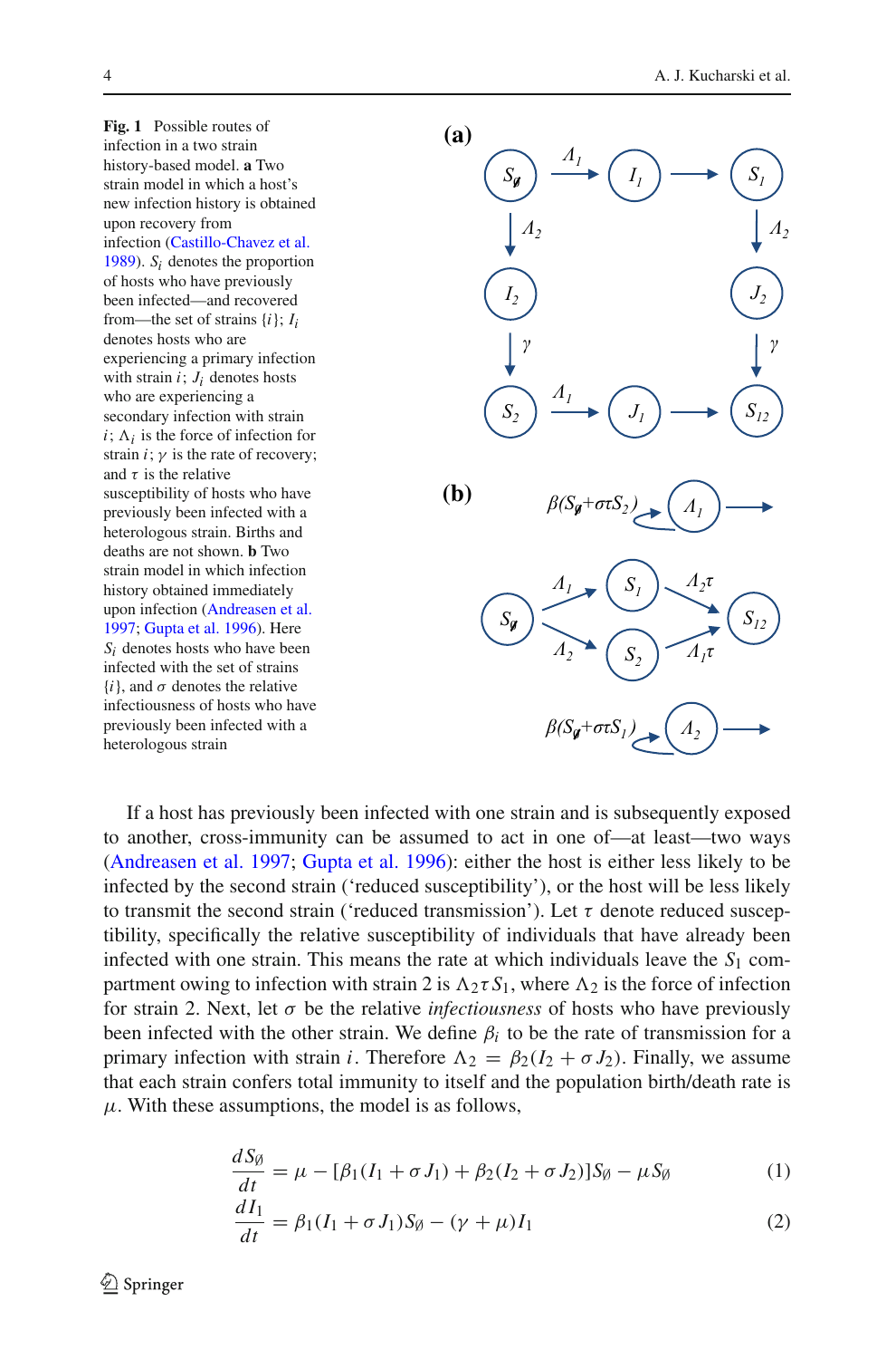**Fig. 1** Possible routes of infection in a two strain history-based model. **a** Two strain model in which a host's new infection history is obtained upon recovery from infection (Castillo-Chavez et al. 1989). $S_i$ denotes the proportion of hosts who have previously been infected—and recovered from—the set of strains $\{i\}$; $I_i$ denotes hosts who are experiencing a primary infection with strain $i$; $J_i$ denotes hosts who are experiencing a secondary infection with strain $i$; $\Lambda_i$ is the force of infection for strain $i$; $\gamma$ is the rate of recovery; and $\tau$ is the relative susceptibility of hosts who have previously been infected with a heterologous strain. Births and deaths are not shown. **b** Two strain model in which infection history obtained immediately upon infection (Andreasen et al. 1997; Gupta et al. 1996). Here $S_i$ denotes hosts who have been infected with the set of strains $\{i\}$, and $\sigma$ denotes the relative infectiousness of hosts who have previously been infected with a heterologous strain

If a host has previously been infected with one strain and is subsequently exposed to another, cross-immunity can be assumed to act in one of—at least—two ways (Andreasen et al. 1997; Gupta et al. 1996): either the host is either less likely to be infected by the second strain ('reduced susceptibility'), or the host will be less likely to transmit the second strain ('reduced transmission'). Let $\tau$ denote reduced susceptibility, specifically the relative susceptibility of individuals that have already been infected with one strain. This means the rate at which individuals leave the $S_1$ compartment owing to infection with strain 2 is $\Lambda_2 \tau S_1$, where $\Lambda_2$ is the force of infection for strain 2. Next, let $\sigma$ be the relative *infectiousness* of hosts who have previously been infected with the other strain. We define $\beta_i$ to be the rate of transmission for a primary infection with strain $i$. Therefore $\Lambda_2 = \beta_2(I_2 + \sigma J_2)$. Finally, we assume that each strain confers total immunity to itself and the population birth/death rate is $\mu$. With these assumptions, the model is as follows,

$$\frac{dS_\emptyset}{dt} = \mu - [\beta_1(I_1 + \sigma J_1) + \beta_2(I_2 + \sigma J_2)]S_\emptyset - \mu S_\emptyset \tag{1}$$

$$\frac{dI_1}{dt} = \beta_1(I_1 + \sigma J_1)S_\emptyset - (\gamma + \mu)I_1 \tag{2}$$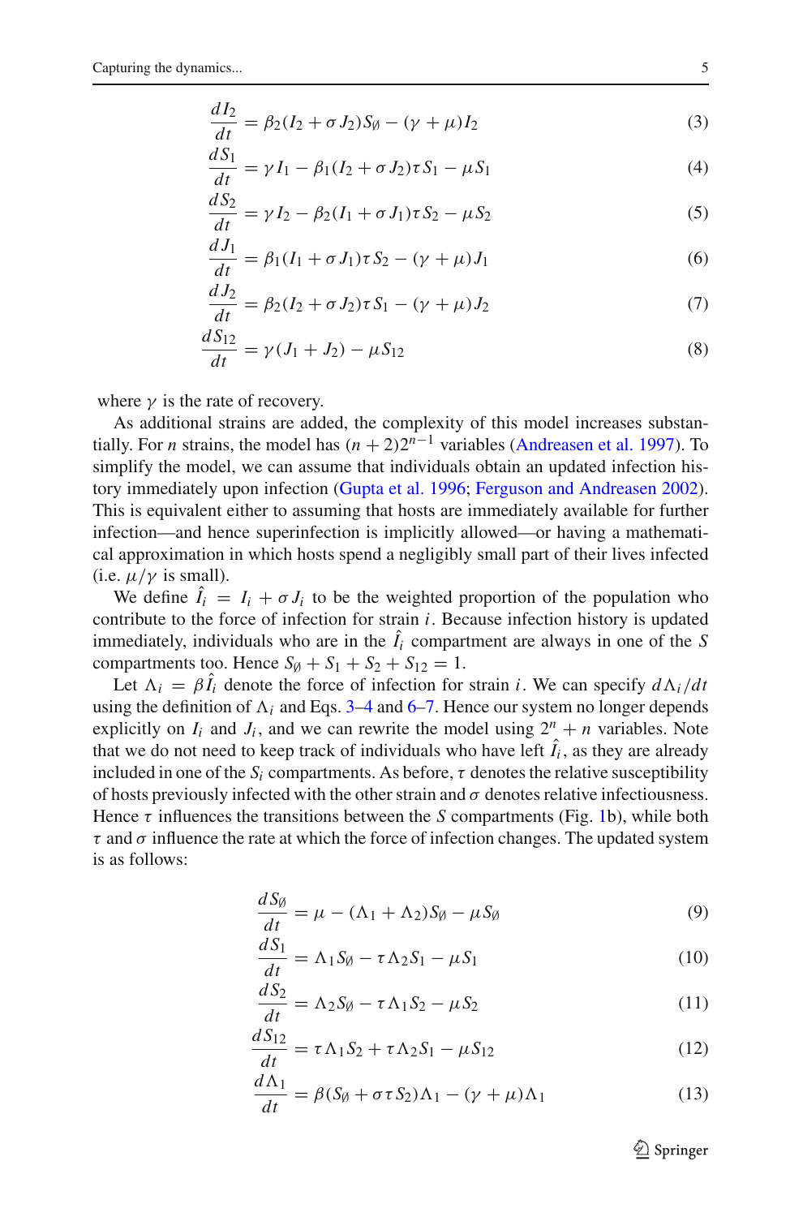$$\frac{dI_2}{dt} = \beta_2(I_2 + \sigma J_2)S_\emptyset - (\gamma + \mu)I_2 \tag{3}$$

$$\frac{dS_1}{dt} = \gamma I_1 - \beta_1(I_2 + \sigma J_2)\tau S_1 - \mu S_1 \tag{4}$$

$$\frac{dS_2}{dt} = \gamma I_2 - \beta_2(I_1 + \sigma J_1)\tau S_2 - \mu S_2 \tag{5}$$

$$\frac{dJ_1}{dt} = \beta_1(I_1 + \sigma J_1)\tau S_2 - (\gamma + \mu)J_1 \tag{6}$$

$$\frac{dJ_2}{dt} = \beta_2(I_2 + \sigma J_2)\tau S_1 - (\gamma + \mu)J_2 \tag{7}$$

$$\frac{dS_{12}}{dt} = \gamma(J_1 + J_2) - \mu S_{12} \tag{8}$$

where $\gamma$ is the rate of recovery.

As additional strains are added, the complexity of this model increases substantially. For $n$ strains, the model has $(n+2)2^{n-1}$ variables (Andreasen et al. 1997). To simplify the model, we can assume that individuals obtain an updated infection history immediately upon infection (Gupta et al. 1996; Ferguson and Andreasen 2002). This is equivalent either to assuming that hosts are immediately available for further infection—and hence superinfection is implicitly allowed—or having a mathematical approximation in which hosts spend a negligibly small part of their lives infected (i.e. $\mu/\gamma$ is small).

We define $\hat{I}_i = I_i + \sigma J_i$ to be the weighted proportion of the population who contribute to the force of infection for strain $i$. Because infection history is updated immediately, individuals who are in the $\hat{I}_i$ compartment are always in one of the $S$ compartments too. Hence $S_\emptyset + S_1 + S_2 + S_{12} = 1$.

Let $\Lambda_i = \beta \hat{I}_i$ denote the force of infection for strain $i$. We can specify $d\Lambda_i/dt$ using the definition of $\Lambda_i$ and Eqs. 3–4 and 6–7. Hence our system no longer depends explicitly on $I_i$ and $J_i$, and we can rewrite the model using $2^n + n$ variables. Note that we do not need to keep track of individuals who have left $\hat{I}_i$, as they are already included in one of the $S_i$ compartments. As before, $\tau$ denotes the relative susceptibility of hosts previously infected with the other strain and $\sigma$ denotes relative infectiousness. Hence $\tau$ influences the transitions between the $S$ compartments (Fig. 1b), while both $\tau$ and $\sigma$ influence the rate at which the force of infection changes. The updated system is as follows:

$$\frac{dS_\emptyset}{dt} = \mu - (\Lambda_1 + \Lambda_2)S_\emptyset - \mu S_\emptyset \tag{9}$$

$$\frac{dS_1}{dt} = \Lambda_1 S_\emptyset - \tau\Lambda_2 S_1 - \mu S_1 \tag{10}$$

$$\frac{dS_2}{dt} = \Lambda_2 S_\emptyset - \tau\Lambda_1 S_2 - \mu S_2 \tag{11}$$

$$\frac{dS_{12}}{dt} = \tau\Lambda_1 S_2 + \tau\Lambda_2 S_1 - \mu S_{12} \tag{12}$$

$$\frac{d\Lambda_1}{dt} = \beta(S_\emptyset + \sigma\tau S_2)\Lambda_1 - (\gamma + \mu)\Lambda_1 \tag{13}$$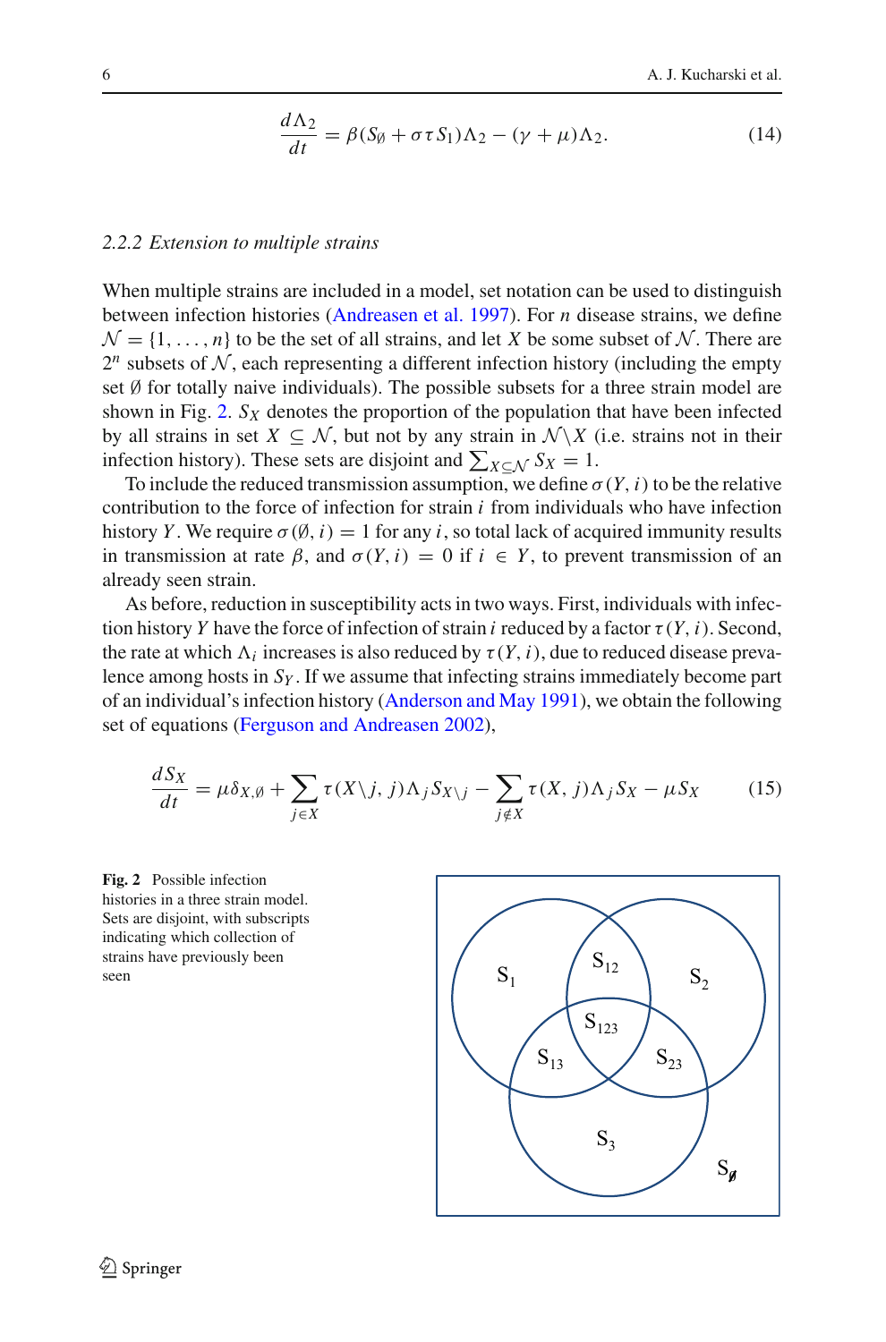$$\frac{d\Lambda_2}{dt} = \beta(S_\emptyset + \sigma\tau S_1)\Lambda_2 - (\gamma + \mu)\Lambda_2. \tag{14}$$

### *2.2.2 Extension to multiple strains*

When multiple strains are included in a model, set notation can be used to distinguish between infection histories (Andreasen et al. 1997). For $n$ disease strains, we define $\mathcal{N} = \{1, \ldots, n\}$ to be the set of all strains, and let $X$ be some subset of $\mathcal{N}$. There are $2^n$ subsets of $\mathcal{N}$, each representing a different infection history (including the empty set $\emptyset$ for totally naive individuals). The possible subsets for a three strain model are shown in Fig. 2. $S_X$ denotes the proportion of the population that have been infected by all strains in set $X \subseteq \mathcal{N}$, but not by any strain in $\mathcal{N}\backslash X$ (i.e. strains not in their infection history). These sets are disjoint and $\sum_{X\subseteq\mathcal{N}} S_X = 1$.

To include the reduced transmission assumption, we define $\sigma(Y, i)$ to be the relative contribution to the force of infection for strain $i$ from individuals who have infection history $Y$. We require $\sigma(\emptyset, i) = 1$ for any $i$, so total lack of acquired immunity results in transmission at rate $\beta$, and $\sigma(Y, i) = 0$ if $i \in Y$, to prevent transmission of an already seen strain.

As before, reduction in susceptibility acts in two ways. First, individuals with infection history $Y$ have the force of infection of strain $i$ reduced by a factor $\tau(Y, i)$. Second, the rate at which $\Lambda_i$ increases is also reduced by $\tau(Y, i)$, due to reduced disease prevalence among hosts in $S_Y$. If we assume that infecting strains immediately become part of an individual's infection history (Anderson and May 1991), we obtain the following set of equations (Ferguson and Andreasen 2002),

$$\frac{dS_X}{dt} = \mu\delta_{X,\emptyset} + \sum_{j\in X} \tau(X\backslash j, j)\Lambda_j S_{X\backslash j} - \sum_{j\notin X} \tau(X, j)\Lambda_j S_X - \mu S_X \tag{15}$$

**Fig. 2** Possible infection histories in a three strain model. Sets are disjoint, with subscripts indicating which collection of strains have previously been seen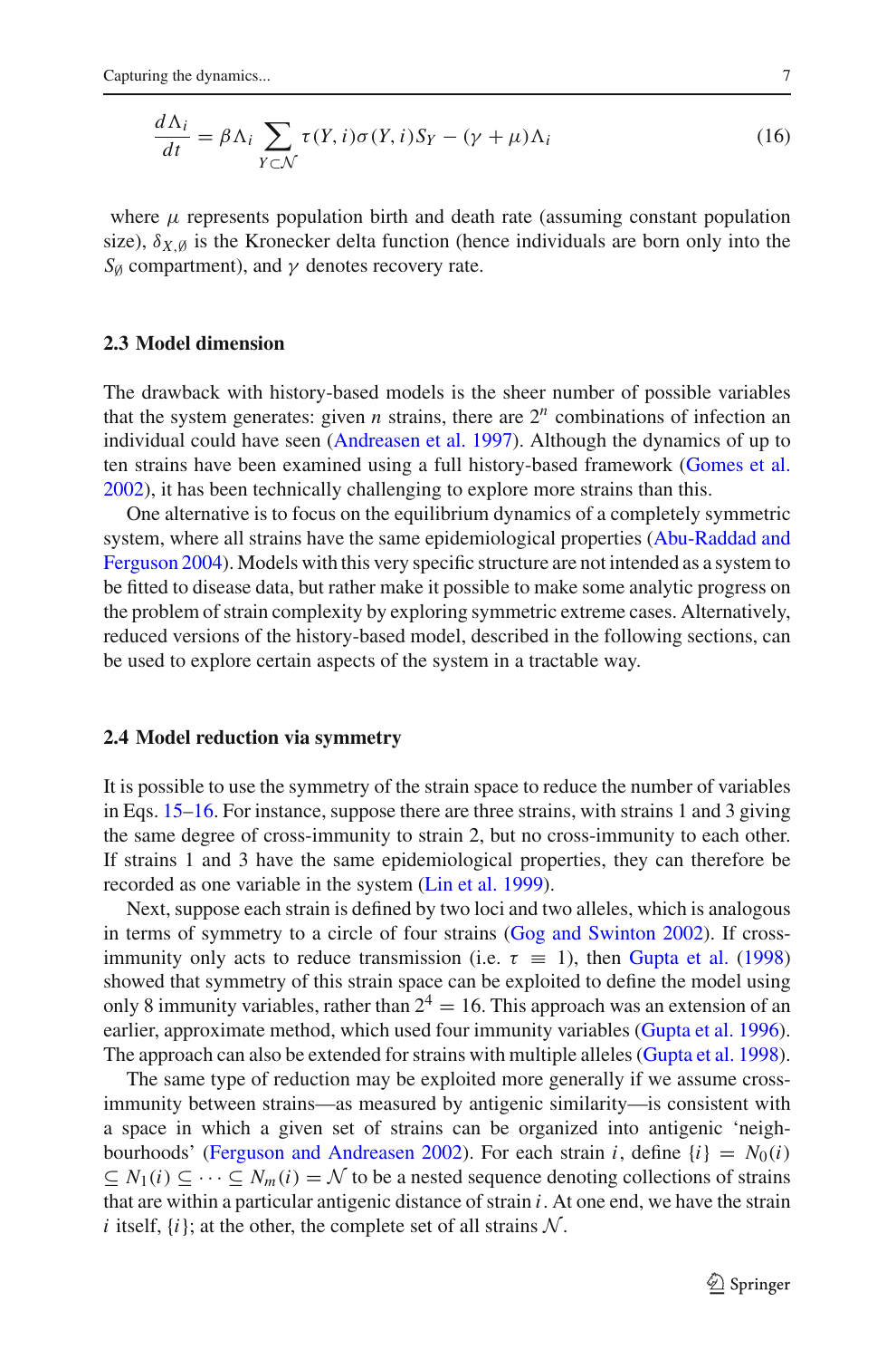$$\frac{d\Lambda_i}{dt} = \beta\Lambda_i \sum_{Y \subset \mathcal{N}} \tau(Y,i)\sigma(Y,i)S_Y - (\gamma+\mu)\Lambda_i \tag{16}$$

where $\mu$ represents population birth and death rate (assuming constant population size), $\delta_{X,\emptyset}$ is the Kronecker delta function (hence individuals are born only into the $S_\emptyset$ compartment), and $\gamma$ denotes recovery rate.

### 2.3 Model dimension

The drawback with history-based models is the sheer number of possible variables that the system generates: given $n$ strains, there are $2^n$ combinations of infection an individual could have seen (Andreasen et al. 1997). Although the dynamics of up to ten strains have been examined using a full history-based framework (Gomes et al. 2002), it has been technically challenging to explore more strains than this.

One alternative is to focus on the equilibrium dynamics of a completely symmetric system, where all strains have the same epidemiological properties (Abu-Raddad and Ferguson 2004). Models with this very specific structure are not intended as a system to be fitted to disease data, but rather make it possible to make some analytic progress on the problem of strain complexity by exploring symmetric extreme cases. Alternatively, reduced versions of the history-based model, described in the following sections, can be used to explore certain aspects of the system in a tractable way.

### 2.4 Model reduction via symmetry

It is possible to use the symmetry of the strain space to reduce the number of variables in Eqs. 15–16. For instance, suppose there are three strains, with strains 1 and 3 giving the same degree of cross-immunity to strain 2, but no cross-immunity to each other. If strains 1 and 3 have the same epidemiological properties, they can therefore be recorded as one variable in the system (Lin et al. 1999).

Next, suppose each strain is defined by two loci and two alleles, which is analogous in terms of symmetry to a circle of four strains (Gog and Swinton 2002). If cross-immunity only acts to reduce transmission (i.e. $\tau \equiv 1$), then Gupta et al. (1998) showed that symmetry of this strain space can be exploited to define the model using only 8 immunity variables, rather than $2^4 = 16$. This approach was an extension of an earlier, approximate method, which used four immunity variables (Gupta et al. 1996). The approach can also be extended for strains with multiple alleles (Gupta et al. 1998).

The same type of reduction may be exploited more generally if we assume cross-immunity between strains—as measured by antigenic similarity—is consistent with a space in which a given set of strains can be organized into antigenic 'neighbourhoods' (Ferguson and Andreasen 2002). For each strain $i$, define $\{i\} = N_0(i) \subseteq N_1(i) \subseteq \cdots \subseteq N_m(i) = \mathcal{N}$ to be a nested sequence denoting collections of strains that are within a particular antigenic distance of strain $i$. At one end, we have the strain $i$ itself, $\{i\}$; at the other, the complete set of all strains $\mathcal{N}$.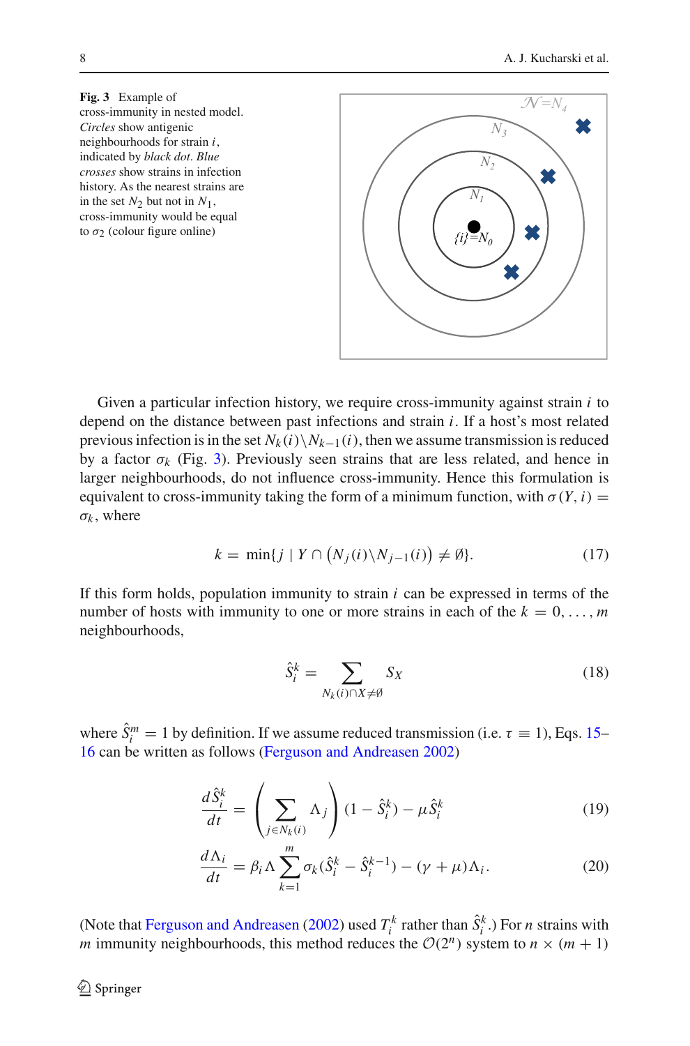**Fig. 3** Example of cross-immunity in nested model. *Circles* show antigenic neighbourhoods for strain $i$, indicated by *black dot*. *Blue crosses* show strains in infection history. As the nearest strains are in the set $N_2$ but not in $N_1$, cross-immunity would be equal to $\sigma_2$ (colour figure online)

Given a particular infection history, we require cross-immunity against strain $i$ to depend on the distance between past infections and strain $i$. If a host's most related previous infection is in the set $N_k(i)\backslash N_{k-1}(i)$, then we assume transmission is reduced by a factor $\sigma_k$ (Fig. 3). Previously seen strains that are less related, and hence in larger neighbourhoods, do not influence cross-immunity. Hence this formulation is equivalent to cross-immunity taking the form of a minimum function, with $\sigma(Y, i) = \sigma_k$, where

$$k = \min\{j \mid Y \cap \left(N_j(i)\backslash N_{j-1}(i)\right) \neq \emptyset\}. \tag{17}$$

If this form holds, population immunity to strain $i$ can be expressed in terms of the number of hosts with immunity to one or more strains in each of the $k = 0, \ldots, m$ neighbourhoods,

$$\hat{S}_i^k = \sum_{N_k(i)\cap X \neq \emptyset} S_X \tag{18}$$

where $\hat{S}_i^m = 1$ by definition. If we assume reduced transmission (i.e. $\tau \equiv 1$), Eqs. 15–16 can be written as follows (Ferguson and Andreasen 2002)

$$\frac{d\hat{S}_i^k}{dt} = \left(\sum_{j \in N_k(i)} \Lambda_j\right)(1 - \hat{S}_i^k) - \mu \hat{S}_i^k \tag{19}$$

$$\frac{d\Lambda_i}{dt} = \beta_i \Lambda \sum_{k=1}^{m} \sigma_k(\hat{S}_i^k - \hat{S}_i^{k-1}) - (\gamma + \mu)\Lambda_i. \tag{20}$$

(Note that Ferguson and Andreasen (2002) used $T_i^k$ rather than $\hat{S}_i^k$.) For $n$ strains with $m$ immunity neighbourhoods, this method reduces the $\mathcal{O}(2^n)$ system to $n \times (m + 1)$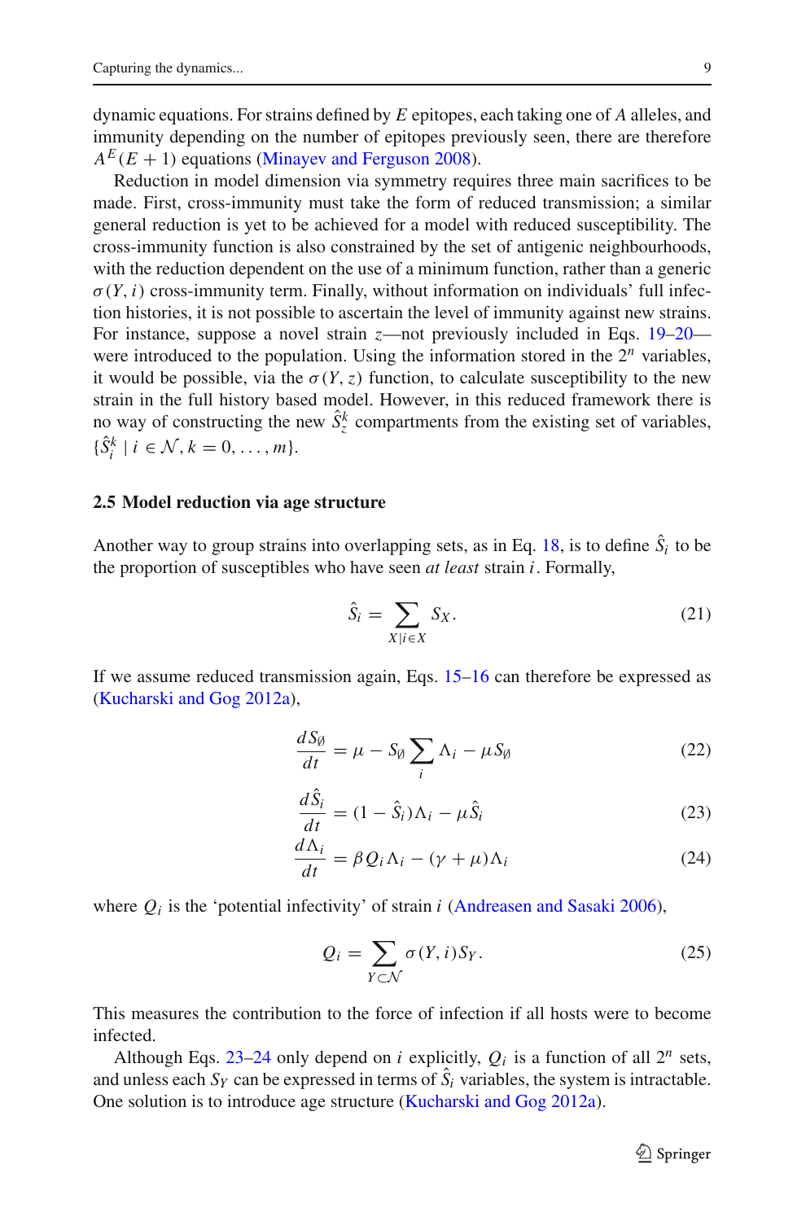dynamic equations. For strains defined by $E$ epitopes, each taking one of $A$ alleles, and immunity depending on the number of epitopes previously seen, there are therefore $A^E(E+1)$ equations (Minayev and Ferguson 2008).

Reduction in model dimension via symmetry requires three main sacrifices to be made. First, cross-immunity must take the form of reduced transmission; a similar general reduction is yet to be achieved for a model with reduced susceptibility. The cross-immunity function is also constrained by the set of antigenic neighbourhoods, with the reduction dependent on the use of a minimum function, rather than a generic $\sigma(Y, i)$ cross-immunity term. Finally, without information on individuals' full infection histories, it is not possible to ascertain the level of immunity against new strains. For instance, suppose a novel strain $z$—not previously included in Eqs. 19–20—were introduced to the population. Using the information stored in the $2^n$ variables, it would be possible, via the $\sigma(Y, z)$ function, to calculate susceptibility to the new strain in the full history based model. However, in this reduced framework there is no way of constructing the new $\hat{S}_z^k$ compartments from the existing set of variables, $\{\hat{S}_i^k \mid i \in \mathcal{N}, k = 0, \ldots, m\}$.

### 2.5 Model reduction via age structure

Another way to group strains into overlapping sets, as in Eq. 18, is to define $\hat{S}_i$ to be the proportion of susceptibles who have seen *at least* strain $i$. Formally,

$$\hat{S}_i = \sum_{X \mid i \in X} S_X. \tag{21}$$

If we assume reduced transmission again, Eqs. 15–16 can therefore be expressed as (Kucharski and Gog 2012a),

$$\frac{dS_\emptyset}{dt} = \mu - S_\emptyset \sum_i \Lambda_i - \mu S_\emptyset \tag{22}$$

$$\frac{d\hat{S}_i}{dt} = (1 - \hat{S}_i)\Lambda_i - \mu \hat{S}_i \tag{23}$$

$$\frac{d\Lambda_i}{dt} = \beta Q_i \Lambda_i - (\gamma + \mu)\Lambda_i \tag{24}$$

where $Q_i$ is the 'potential infectivity' of strain $i$ (Andreasen and Sasaki 2006),

$$Q_i = \sum_{Y \subset \mathcal{N}} \sigma(Y, i) S_Y. \tag{25}$$

This measures the contribution to the force of infection if all hosts were to become infected.

Although Eqs. 23–24 only depend on $i$ explicitly, $Q_i$ is a function of all $2^n$ sets, and unless each $S_Y$ can be expressed in terms of $\hat{S}_i$ variables, the system is intractable. One solution is to introduce age structure (Kucharski and Gog 2012a).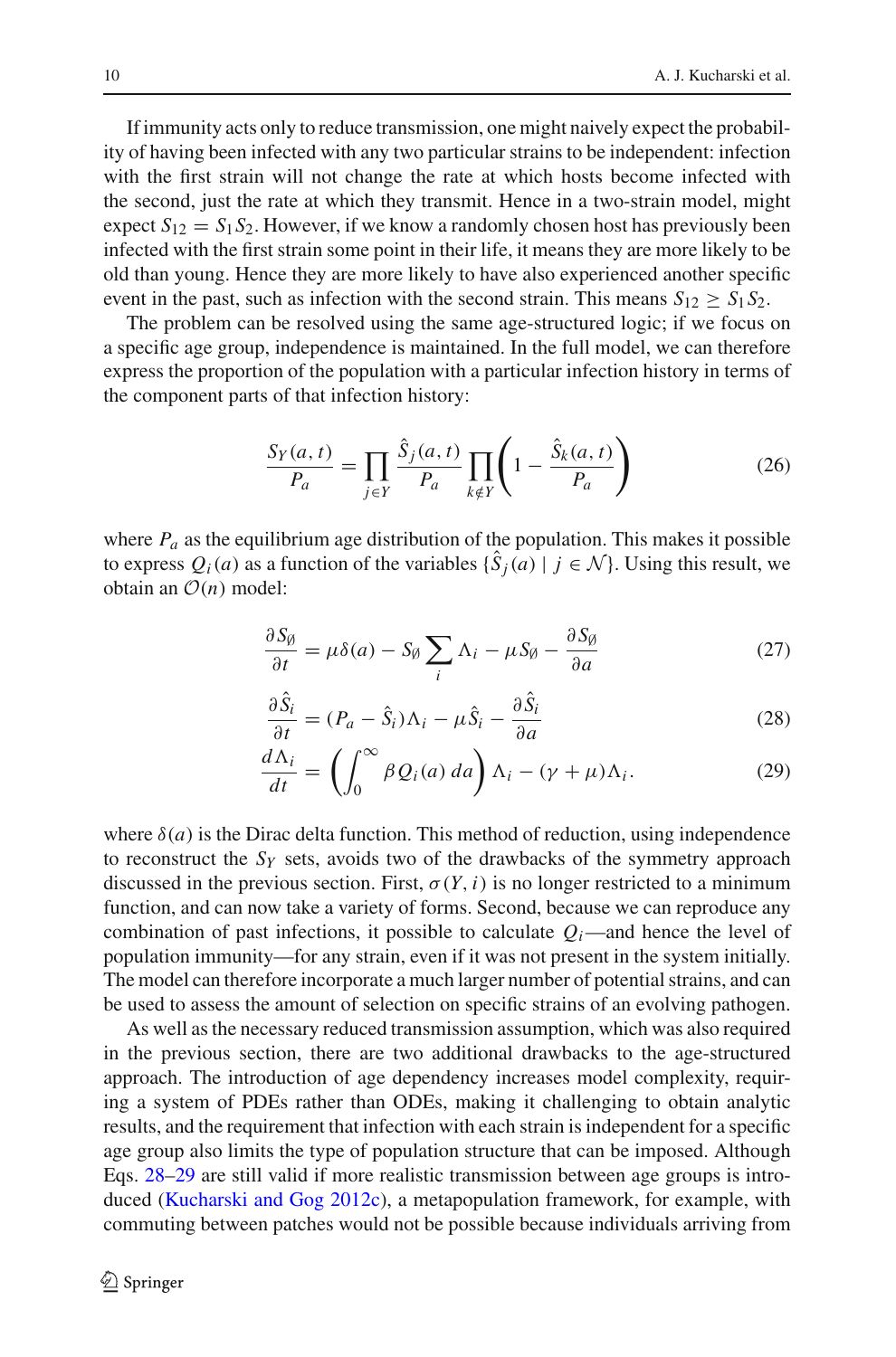If immunity acts only to reduce transmission, one might naively expect the probability of having been infected with any two particular strains to be independent: infection with the first strain will not change the rate at which hosts become infected with the second, just the rate at which they transmit. Hence in a two-strain model, might expect $S_{12} = S_1 S_2$. However, if we know a randomly chosen host has previously been infected with the first strain some point in their life, it means they are more likely to be old than young. Hence they are more likely to have also experienced another specific event in the past, such as infection with the second strain. This means $S_{12} \geq S_1 S_2$.

The problem can be resolved using the same age-structured logic; if we focus on a specific age group, independence is maintained. In the full model, we can therefore express the proportion of the population with a particular infection history in terms of the component parts of that infection history:

$$\frac{S_Y(a,t)}{P_a} = \prod_{j \in Y} \frac{\hat{S}_j(a,t)}{P_a} \prod_{k \notin Y} \left(1 - \frac{\hat{S}_k(a,t)}{P_a}\right) \tag{26}$$

where $P_a$ as the equilibrium age distribution of the population. This makes it possible to express $Q_i(a)$ as a function of the variables $\{\hat{S}_j(a) \mid j \in \mathcal{N}\}$. Using this result, we obtain an $\mathcal{O}(n)$ model:

$$\frac{\partial S_\emptyset}{\partial t} = \mu\delta(a) - S_\emptyset \sum_i \Lambda_i - \mu S_\emptyset - \frac{\partial S_\emptyset}{\partial a} \tag{27}$$

$$\frac{\partial \hat{S}_i}{\partial t} = (P_a - \hat{S}_i)\Lambda_i - \mu \hat{S}_i - \frac{\partial \hat{S}_i}{\partial a} \tag{28}$$

$$\frac{d\Lambda_i}{dt} = \left(\int_0^\infty \beta Q_i(a)\, da\right)\Lambda_i - (\gamma + \mu)\Lambda_i. \tag{29}$$

where $\delta(a)$ is the Dirac delta function. This method of reduction, using independence to reconstruct the $S_Y$ sets, avoids two of the drawbacks of the symmetry approach discussed in the previous section. First, $\sigma(Y, i)$ is no longer restricted to a minimum function, and can now take a variety of forms. Second, because we can reproduce any combination of past infections, it possible to calculate $Q_i$—and hence the level of population immunity—for any strain, even if it was not present in the system initially. The model can therefore incorporate a much larger number of potential strains, and can be used to assess the amount of selection on specific strains of an evolving pathogen.

As well as the necessary reduced transmission assumption, which was also required in the previous section, there are two additional drawbacks to the age-structured approach. The introduction of age dependency increases model complexity, requiring a system of PDEs rather than ODEs, making it challenging to obtain analytic results, and the requirement that infection with each strain is independent for a specific age group also limits the type of population structure that can be imposed. Although Eqs. 28–29 are still valid if more realistic transmission between age groups is introduced (Kucharski and Gog 2012c), a metapopulation framework, for example, with commuting between patches would not be possible because individuals arriving from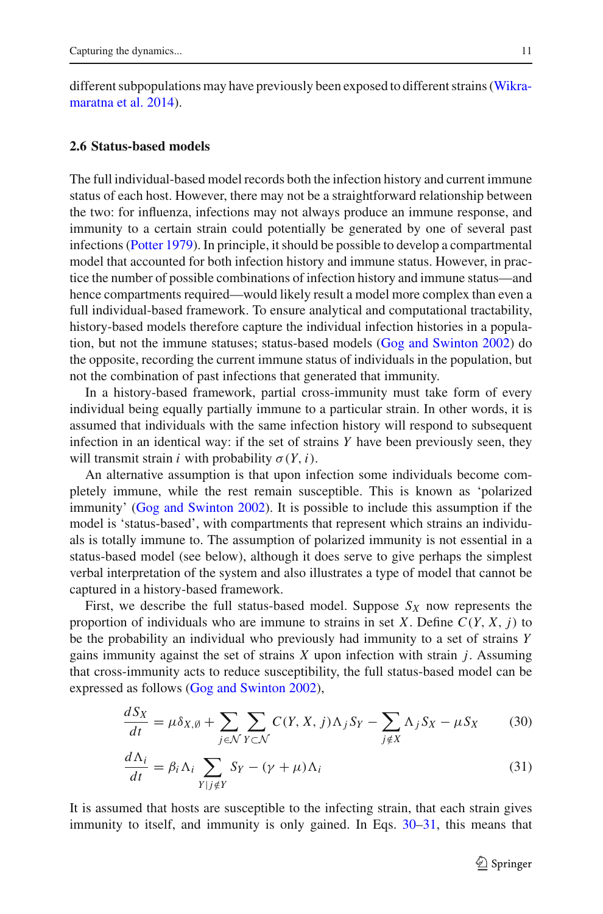different subpopulations may have previously been exposed to different strains (Wikramaratna et al. 2014).

### 2.6 Status-based models

The full individual-based model records both the infection history and current immune status of each host. However, there may not be a straightforward relationship between the two: for influenza, infections may not always produce an immune response, and immunity to a certain strain could potentially be generated by one of several past infections (Potter 1979). In principle, it should be possible to develop a compartmental model that accounted for both infection history and immune status. However, in practice the number of possible combinations of infection history and immune status—and hence compartments required—would likely result a model more complex than even a full individual-based framework. To ensure analytical and computational tractability, history-based models therefore capture the individual infection histories in a population, but not the immune statuses; status-based models (Gog and Swinton 2002) do the opposite, recording the current immune status of individuals in the population, but not the combination of past infections that generated that immunity.

In a history-based framework, partial cross-immunity must take form of every individual being equally partially immune to a particular strain. In other words, it is assumed that individuals with the same infection history will respond to subsequent infection in an identical way: if the set of strains $Y$ have been previously seen, they will transmit strain $i$ with probability $\sigma(Y, i)$.

An alternative assumption is that upon infection some individuals become completely immune, while the rest remain susceptible. This is known as 'polarized immunity' (Gog and Swinton 2002). It is possible to include this assumption if the model is 'status-based', with compartments that represent which strains an individuals is totally immune to. The assumption of polarized immunity is not essential in a status-based model (see below), although it does serve to give perhaps the simplest verbal interpretation of the system and also illustrates a type of model that cannot be captured in a history-based framework.

First, we describe the full status-based model. Suppose $S_X$ now represents the proportion of individuals who are immune to strains in set $X$. Define $C(Y, X, j)$ to be the probability an individual who previously had immunity to a set of strains $Y$ gains immunity against the set of strains $X$ upon infection with strain $j$. Assuming that cross-immunity acts to reduce susceptibility, the full status-based model can be expressed as follows (Gog and Swinton 2002),

$$\frac{dS_X}{dt} = \mu\delta_{X,\emptyset} + \sum_{j\in\mathcal{N}}\sum_{Y\subset\mathcal{N}} C(Y, X, j)\Lambda_j S_Y - \sum_{j\notin X}\Lambda_j S_X - \mu S_X \tag{30}$$

$$\frac{d\Lambda_i}{dt} = \beta_i\Lambda_i \sum_{Y|j\notin Y} S_Y - (\gamma+\mu)\Lambda_i \tag{31}$$

It is assumed that hosts are susceptible to the infecting strain, that each strain gives immunity to itself, and immunity is only gained. In Eqs. 30–31, this means that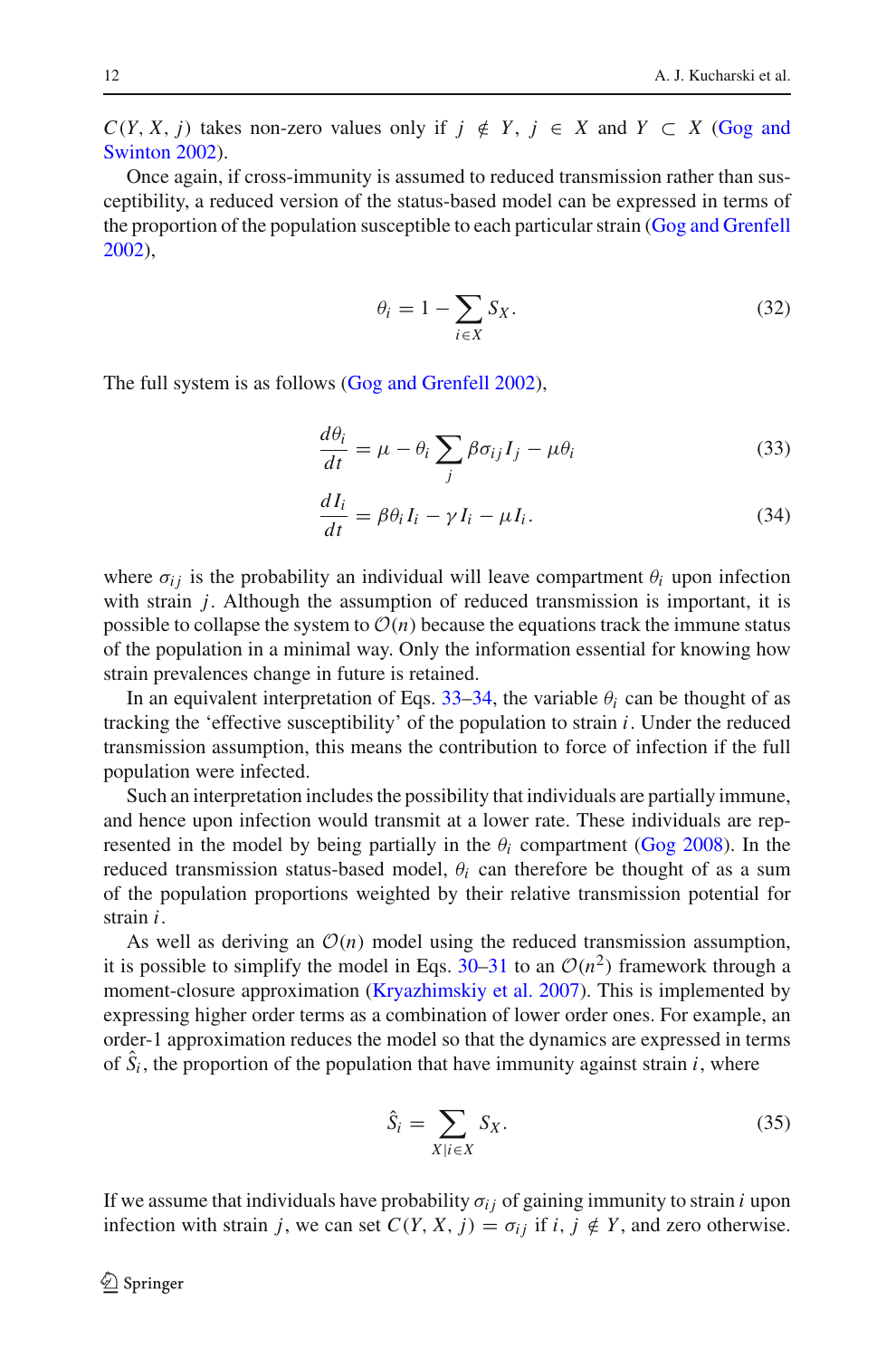$C(Y, X, j)$ takes non-zero values only if $j \notin Y$, $j \in X$ and $Y \subset X$ (Gog and Swinton 2002).

Once again, if cross-immunity is assumed to reduced transmission rather than susceptibility, a reduced version of the status-based model can be expressed in terms of the proportion of the population susceptible to each particular strain (Gog and Grenfell 2002),

$$\theta_i = 1 - \sum_{i \in X} S_X. \tag{32}$$

The full system is as follows (Gog and Grenfell 2002),

$$\frac{d\theta_i}{dt} = \mu - \theta_i \sum_j \beta \sigma_{ij} I_j - \mu \theta_i \tag{33}$$

$$\frac{dI_i}{dt} = \beta \theta_i I_i - \gamma I_i - \mu I_i. \tag{34}$$

where $\sigma_{ij}$ is the probability an individual will leave compartment $\theta_i$ upon infection with strain $j$. Although the assumption of reduced transmission is important, it is possible to collapse the system to $\mathcal{O}(n)$ because the equations track the immune status of the population in a minimal way. Only the information essential for knowing how strain prevalences change in future is retained.

In an equivalent interpretation of Eqs. 33–34, the variable $\theta_i$ can be thought of as tracking the 'effective susceptibility' of the population to strain $i$. Under the reduced transmission assumption, this means the contribution to force of infection if the full population were infected.

Such an interpretation includes the possibility that individuals are partially immune, and hence upon infection would transmit at a lower rate. These individuals are represented in the model by being partially in the $\theta_i$ compartment (Gog 2008). In the reduced transmission status-based model, $\theta_i$ can therefore be thought of as a sum of the population proportions weighted by their relative transmission potential for strain $i$.

As well as deriving an $\mathcal{O}(n)$ model using the reduced transmission assumption, it is possible to simplify the model in Eqs. 30–31 to an $\mathcal{O}(n^2)$ framework through a moment-closure approximation (Kryazhimskiy et al. 2007). This is implemented by expressing higher order terms as a combination of lower order ones. For example, an order-1 approximation reduces the model so that the dynamics are expressed in terms of $\hat{S}_i$, the proportion of the population that have immunity against strain $i$, where

$$\hat{S}_i = \sum_{X | i \in X} S_X. \tag{35}$$

If we assume that individuals have probability $\sigma_{ij}$ of gaining immunity to strain $i$ upon infection with strain $j$, we can set $C(Y, X, j) = \sigma_{ij}$ if $i, j \notin Y$, and zero otherwise.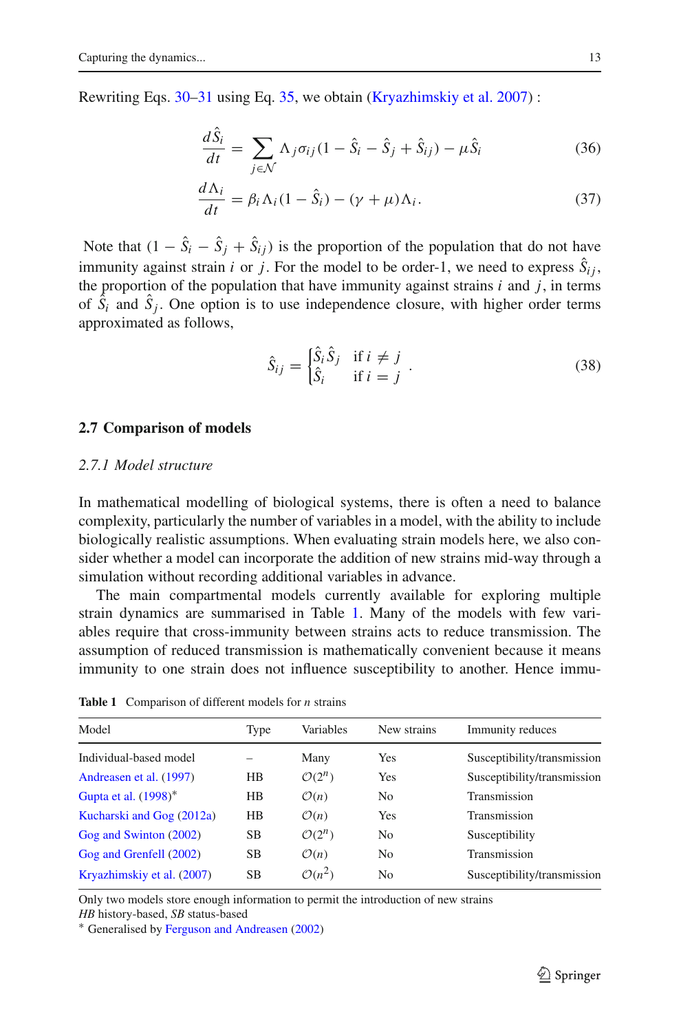Rewriting Eqs. 30–31 using Eq. 35, we obtain (Kryazhimskiy et al. 2007) :

$$\frac{d\hat{S}_i}{dt} = \sum_{j \in \mathcal{N}} \Lambda_j \sigma_{ij}(1 - \hat{S}_i - \hat{S}_j + \hat{S}_{ij}) - \mu \hat{S}_i \tag{36}$$

$$\frac{d\Lambda_i}{dt} = \beta_i \Lambda_i (1 - \hat{S}_i) - (\gamma + \mu)\Lambda_i. \tag{37}$$

Note that $(1 - \hat{S}_i - \hat{S}_j + \hat{S}_{ij})$ is the proportion of the population that do not have immunity against strain $i$ or $j$. For the model to be order-1, we need to express $\hat{S}_{ij}$, the proportion of the population that have immunity against strains $i$ and $j$, in terms of $\hat{S}_i$ and $\hat{S}_j$. One option is to use independence closure, with higher order terms approximated as follows,

$$\hat{S}_{ij} = \begin{cases} \hat{S}_i \hat{S}_j & \text{if } i \neq j \\ \hat{S}_i & \text{if } i = j \end{cases}. \tag{38}$$

## 2.7 Comparison of models

### *2.7.1 Model structure*

In mathematical modelling of biological systems, there is often a need to balance complexity, particularly the number of variables in a model, with the ability to include biologically realistic assumptions. When evaluating strain models here, we also consider whether a model can incorporate the addition of new strains mid-way through a simulation without recording additional variables in advance.

The main compartmental models currently available for exploring multiple strain dynamics are summarised in Table 1. Many of the models with few variables require that cross-immunity between strains acts to reduce transmission. The assumption of reduced transmission is mathematically convenient because it means immunity to one strain does not influence susceptibility to another. Hence immu-

**Table 1** Comparison of different models for $n$ strains

| Model | Type | Variables | New strains | Immunity reduces |
|---|---|---|---|---|
| Individual-based model | – | Many | Yes | Susceptibility/transmission |
| Andreasen et al. (1997) | HB | $\mathcal{O}(2^n)$ | Yes | Susceptibility/transmission |
| Gupta et al. (1998)* | HB | $\mathcal{O}(n)$ | No | Transmission |
| Kucharski and Gog (2012a) | HB | $\mathcal{O}(n)$ | Yes | Transmission |
| Gog and Swinton (2002) | SB | $\mathcal{O}(2^n)$ | No | Susceptibility |
| Gog and Grenfell (2002) | SB | $\mathcal{O}(n)$ | No | Transmission |
| Kryazhimskiy et al. (2007) | SB | $\mathcal{O}(n^2)$ | No | Susceptibility/transmission |

Only two models store enough information to permit the introduction of new strains

*HB* history-based, *SB* status-based

* Generalised by Ferguson and Andreasen (2002)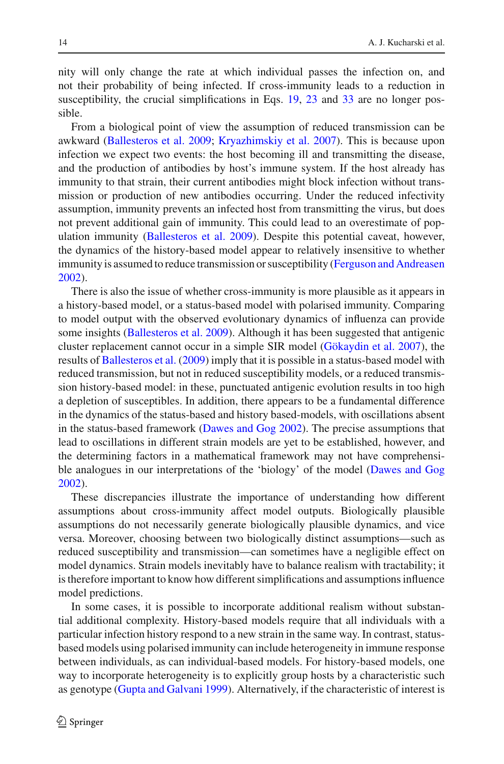nity will only change the rate at which individual passes the infection on, and not their probability of being infected. If cross-immunity leads to a reduction in susceptibility, the crucial simplifications in Eqs. 19, 23 and 33 are no longer possible.

From a biological point of view the assumption of reduced transmission can be awkward (Ballesteros et al. 2009; Kryazhimskiy et al. 2007). This is because upon infection we expect two events: the host becoming ill and transmitting the disease, and the production of antibodies by host's immune system. If the host already has immunity to that strain, their current antibodies might block infection without transmission or production of new antibodies occurring. Under the reduced infectivity assumption, immunity prevents an infected host from transmitting the virus, but does not prevent additional gain of immunity. This could lead to an overestimate of population immunity (Ballesteros et al. 2009). Despite this potential caveat, however, the dynamics of the history-based model appear to relatively insensitive to whether immunity is assumed to reduce transmission or susceptibility (Ferguson and Andreasen 2002).

There is also the issue of whether cross-immunity is more plausible as it appears in a history-based model, or a status-based model with polarised immunity. Comparing to model output with the observed evolutionary dynamics of influenza can provide some insights (Ballesteros et al. 2009). Although it has been suggested that antigenic cluster replacement cannot occur in a simple SIR model (Gökaydin et al. 2007), the results of Ballesteros et al. (2009) imply that it is possible in a status-based model with reduced transmission, but not in reduced susceptibility models, or a reduced transmission history-based model: in these, punctuated antigenic evolution results in too high a depletion of susceptibles. In addition, there appears to be a fundamental difference in the dynamics of the status-based and history based-models, with oscillations absent in the status-based framework (Dawes and Gog 2002). The precise assumptions that lead to oscillations in different strain models are yet to be established, however, and the determining factors in a mathematical framework may not have comprehensible analogues in our interpretations of the 'biology' of the model (Dawes and Gog 2002).

These discrepancies illustrate the importance of understanding how different assumptions about cross-immunity affect model outputs. Biologically plausible assumptions do not necessarily generate biologically plausible dynamics, and vice versa. Moreover, choosing between two biologically distinct assumptions—such as reduced susceptibility and transmission—can sometimes have a negligible effect on model dynamics. Strain models inevitably have to balance realism with tractability; it is therefore important to know how different simplifications and assumptions influence model predictions.

In some cases, it is possible to incorporate additional realism without substantial additional complexity. History-based models require that all individuals with a particular infection history respond to a new strain in the same way. In contrast, status-based models using polarised immunity can include heterogeneity in immune response between individuals, as can individual-based models. For history-based models, one way to incorporate heterogeneity is to explicitly group hosts by a characteristic such as genotype (Gupta and Galvani 1999). Alternatively, if the characteristic of interest is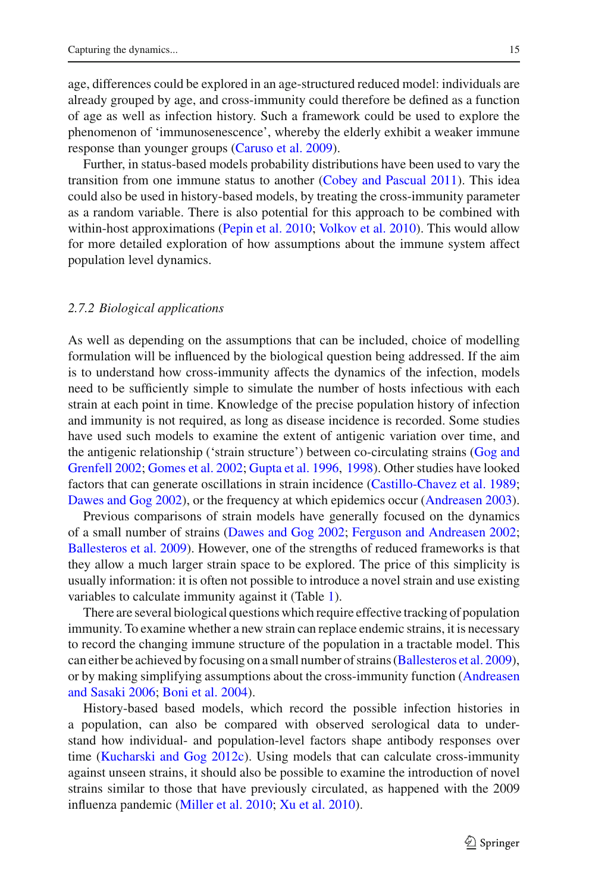age, differences could be explored in an age-structured reduced model: individuals are already grouped by age, and cross-immunity could therefore be defined as a function of age as well as infection history. Such a framework could be used to explore the phenomenon of 'immunosenescence', whereby the elderly exhibit a weaker immune response than younger groups (Caruso et al. 2009).

Further, in status-based models probability distributions have been used to vary the transition from one immune status to another (Cobey and Pascual 2011). This idea could also be used in history-based models, by treating the cross-immunity parameter as a random variable. There is also potential for this approach to be combined with within-host approximations (Pepin et al. 2010; Volkov et al. 2010). This would allow for more detailed exploration of how assumptions about the immune system affect population level dynamics.

### *2.7.2 Biological applications*

As well as depending on the assumptions that can be included, choice of modelling formulation will be influenced by the biological question being addressed. If the aim is to understand how cross-immunity affects the dynamics of the infection, models need to be sufficiently simple to simulate the number of hosts infectious with each strain at each point in time. Knowledge of the precise population history of infection and immunity is not required, as long as disease incidence is recorded. Some studies have used such models to examine the extent of antigenic variation over time, and the antigenic relationship ('strain structure') between co-circulating strains (Gog and Grenfell 2002; Gomes et al. 2002; Gupta et al. 1996, 1998). Other studies have looked factors that can generate oscillations in strain incidence (Castillo-Chavez et al. 1989; Dawes and Gog 2002), or the frequency at which epidemics occur (Andreasen 2003).

Previous comparisons of strain models have generally focused on the dynamics of a small number of strains (Dawes and Gog 2002; Ferguson and Andreasen 2002; Ballesteros et al. 2009). However, one of the strengths of reduced frameworks is that they allow a much larger strain space to be explored. The price of this simplicity is usually information: it is often not possible to introduce a novel strain and use existing variables to calculate immunity against it (Table 1).

There are several biological questions which require effective tracking of population immunity. To examine whether a new strain can replace endemic strains, it is necessary to record the changing immune structure of the population in a tractable model. This can either be achieved by focusing on a small number of strains (Ballesteros et al. 2009), or by making simplifying assumptions about the cross-immunity function (Andreasen and Sasaki 2006; Boni et al. 2004).

History-based based models, which record the possible infection histories in a population, can also be compared with observed serological data to understand how individual- and population-level factors shape antibody responses over time (Kucharski and Gog 2012c). Using models that can calculate cross-immunity against unseen strains, it should also be possible to examine the introduction of novel strains similar to those that have previously circulated, as happened with the 2009 influenza pandemic (Miller et al. 2010; Xu et al. 2010).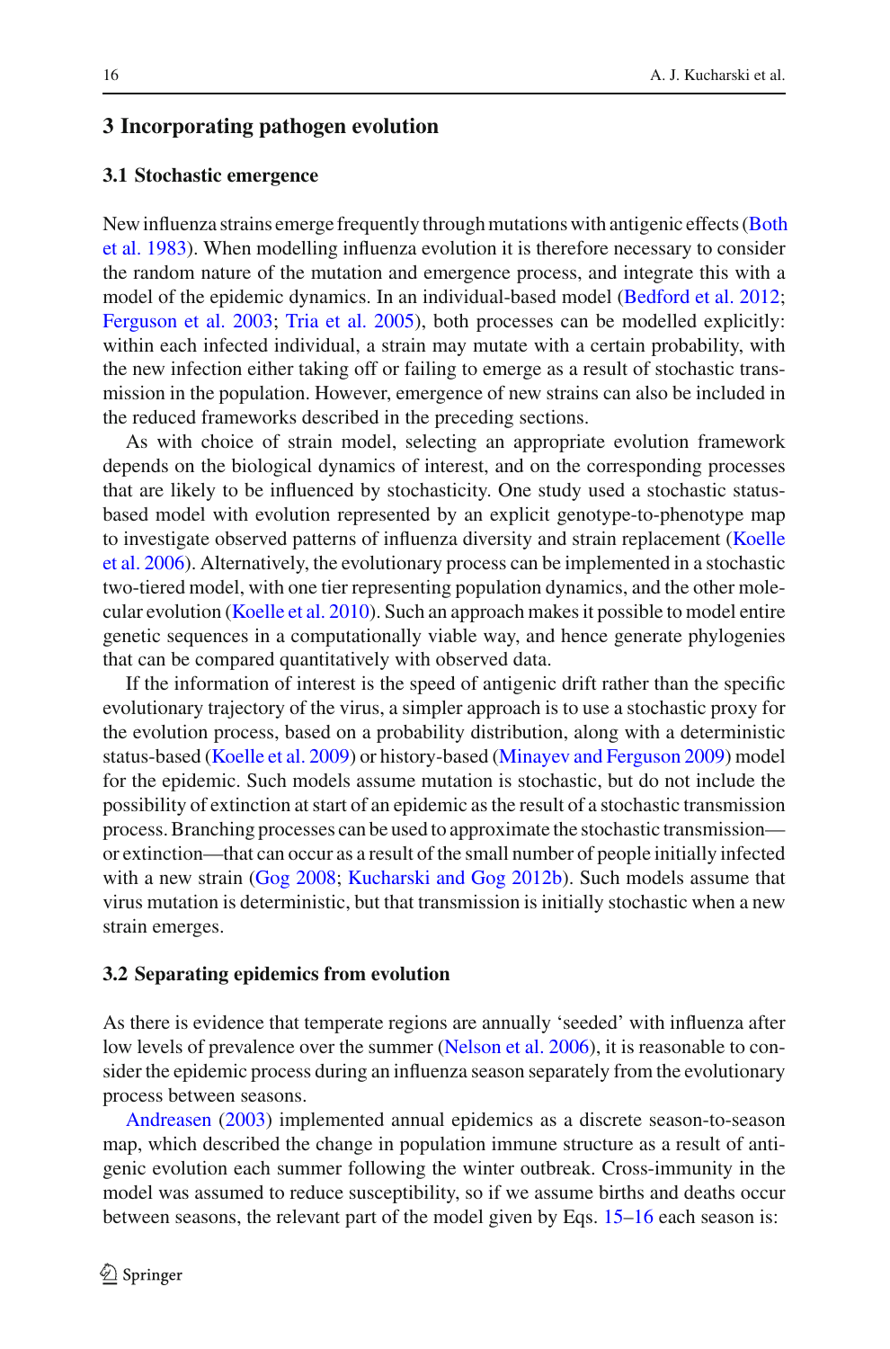## 3 Incorporating pathogen evolution

### 3.1 Stochastic emergence

New influenza strains emerge frequently through mutations with antigenic effects (Both et al. 1983). When modelling influenza evolution it is therefore necessary to consider the random nature of the mutation and emergence process, and integrate this with a model of the epidemic dynamics. In an individual-based model (Bedford et al. 2012; Ferguson et al. 2003; Tria et al. 2005), both processes can be modelled explicitly: within each infected individual, a strain may mutate with a certain probability, with the new infection either taking off or failing to emerge as a result of stochastic transmission in the population. However, emergence of new strains can also be included in the reduced frameworks described in the preceding sections.

As with choice of strain model, selecting an appropriate evolution framework depends on the biological dynamics of interest, and on the corresponding processes that are likely to be influenced by stochasticity. One study used a stochastic status-based model with evolution represented by an explicit genotype-to-phenotype map to investigate observed patterns of influenza diversity and strain replacement (Koelle et al. 2006). Alternatively, the evolutionary process can be implemented in a stochastic two-tiered model, with one tier representing population dynamics, and the other molecular evolution (Koelle et al. 2010). Such an approach makes it possible to model entire genetic sequences in a computationally viable way, and hence generate phylogenies that can be compared quantitatively with observed data.

If the information of interest is the speed of antigenic drift rather than the specific evolutionary trajectory of the virus, a simpler approach is to use a stochastic proxy for the evolution process, based on a probability distribution, along with a deterministic status-based (Koelle et al. 2009) or history-based (Minayev and Ferguson 2009) model for the epidemic. Such models assume mutation is stochastic, but do not include the possibility of extinction at start of an epidemic as the result of a stochastic transmission process. Branching processes can be used to approximate the stochastic transmission—or extinction—that can occur as a result of the small number of people initially infected with a new strain (Gog 2008; Kucharski and Gog 2012b). Such models assume that virus mutation is deterministic, but that transmission is initially stochastic when a new strain emerges.

### 3.2 Separating epidemics from evolution

As there is evidence that temperate regions are annually 'seeded' with influenza after low levels of prevalence over the summer (Nelson et al. 2006), it is reasonable to consider the epidemic process during an influenza season separately from the evolutionary process between seasons.

Andreasen (2003) implemented annual epidemics as a discrete season-to-season map, which described the change in population immune structure as a result of antigenic evolution each summer following the winter outbreak. Cross-immunity in the model was assumed to reduce susceptibility, so if we assume births and deaths occur between seasons, the relevant part of the model given by Eqs. 15–16 each season is: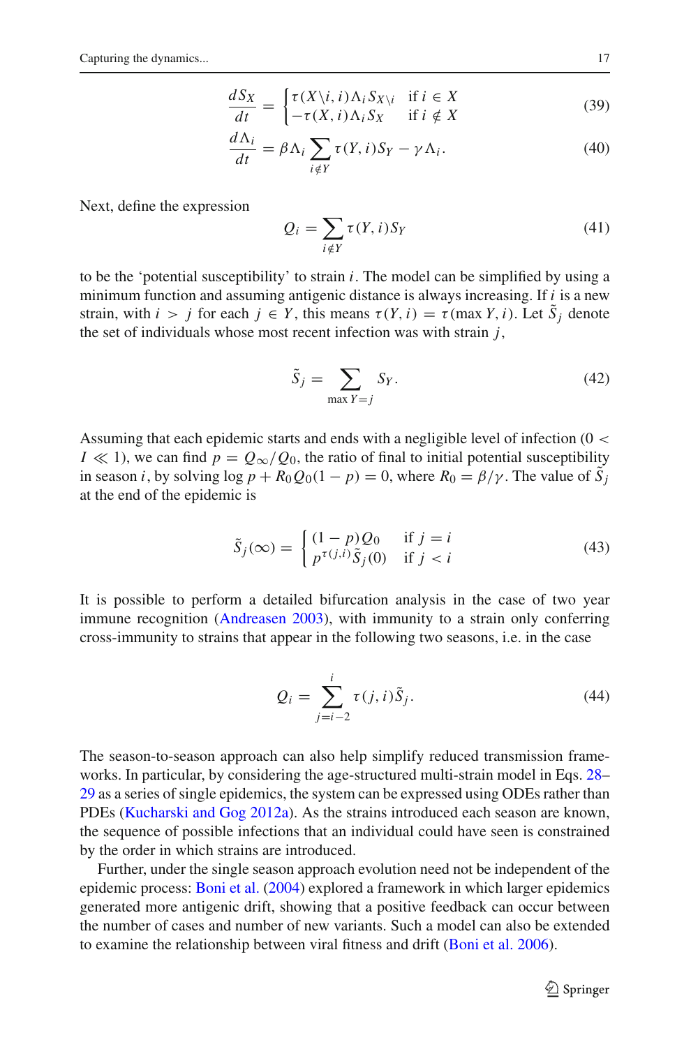$$\frac{dS_X}{dt} = \begin{cases} \tau(X\backslash i, i)\Lambda_i S_{X\backslash i} & \text{if } i \in X \\ -\tau(X, i)\Lambda_i S_X & \text{if } i \notin X \end{cases} \tag{39}$$

$$\frac{d\Lambda_i}{dt} = \beta\Lambda_i \sum_{i\notin Y} \tau(Y, i) S_Y - \gamma\Lambda_i. \tag{40}$$

Next, define the expression

$$Q_i = \sum_{i\notin Y} \tau(Y, i) S_Y \tag{41}$$

to be the 'potential susceptibility' to strain $i$. The model can be simplified by using a minimum function and assuming antigenic distance is always increasing. If $i$ is a new strain, with $i > j$ for each $j \in Y$, this means $\tau(Y, i) = \tau(\max Y, i)$. Let $\tilde{S}_j$ denote the set of individuals whose most recent infection was with strain $j$,

$$\tilde{S}_j = \sum_{\max Y = j} S_Y. \tag{42}$$

Assuming that each epidemic starts and ends with a negligible level of infection ($0 < I \ll 1$), we can find $p = Q_\infty/Q_0$, the ratio of final to initial potential susceptibility in season $i$, by solving $\log p + R_0 Q_0(1 - p) = 0$, where $R_0 = \beta/\gamma$. The value of $\tilde{S}_j$ at the end of the epidemic is

$$\tilde{S}_j(\infty) = \begin{cases} (1-p)Q_0 & \text{if } j = i \\ p^{\tau(j,i)}\tilde{S}_j(0) & \text{if } j < i \end{cases} \tag{43}$$

It is possible to perform a detailed bifurcation analysis in the case of two year immune recognition (Andreasen 2003), with immunity to a strain only conferring cross-immunity to strains that appear in the following two seasons, i.e. in the case

$$Q_i = \sum_{j=i-2}^{i} \tau(j, i)\tilde{S}_j. \tag{44}$$

The season-to-season approach can also help simplify reduced transmission frameworks. In particular, by considering the age-structured multi-strain model in Eqs. 28–29 as a series of single epidemics, the system can be expressed using ODEs rather than PDEs (Kucharski and Gog 2012a). As the strains introduced each season are known, the sequence of possible infections that an individual could have seen is constrained by the order in which strains are introduced.

Further, under the single season approach evolution need not be independent of the epidemic process: Boni et al. (2004) explored a framework in which larger epidemics generated more antigenic drift, showing that a positive feedback can occur between the number of cases and number of new variants. Such a model can also be extended to examine the relationship between viral fitness and drift (Boni et al. 2006).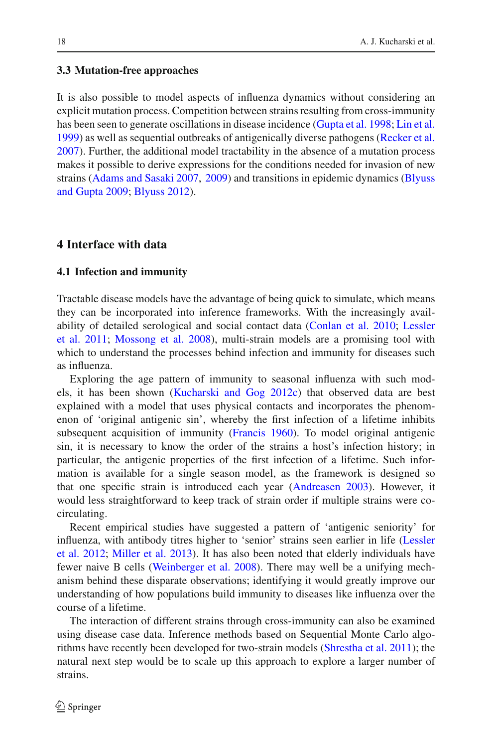### 3.3 Mutation-free approaches

It is also possible to model aspects of influenza dynamics without considering an explicit mutation process. Competition between strains resulting from cross-immunity has been seen to generate oscillations in disease incidence (Gupta et al. 1998; Lin et al. 1999) as well as sequential outbreaks of antigenically diverse pathogens (Recker et al. 2007). Further, the additional model tractability in the absence of a mutation process makes it possible to derive expressions for the conditions needed for invasion of new strains (Adams and Sasaki 2007, 2009) and transitions in epidemic dynamics (Blyuss and Gupta 2009; Blyuss 2012).

## 4 Interface with data

### 4.1 Infection and immunity

Tractable disease models have the advantage of being quick to simulate, which means they can be incorporated into inference frameworks. With the increasingly availability of detailed serological and social contact data (Conlan et al. 2010; Lessler et al. 2011; Mossong et al. 2008), multi-strain models are a promising tool with which to understand the processes behind infection and immunity for diseases such as influenza.

Exploring the age pattern of immunity to seasonal influenza with such models, it has been shown (Kucharski and Gog 2012c) that observed data are best explained with a model that uses physical contacts and incorporates the phenomenon of 'original antigenic sin', whereby the first infection of a lifetime inhibits subsequent acquisition of immunity (Francis 1960). To model original antigenic sin, it is necessary to know the order of the strains a host's infection history; in particular, the antigenic properties of the first infection of a lifetime. Such information is available for a single season model, as the framework is designed so that one specific strain is introduced each year (Andreasen 2003). However, it would less straightforward to keep track of strain order if multiple strains were co-circulating.

Recent empirical studies have suggested a pattern of 'antigenic seniority' for influenza, with antibody titres higher to 'senior' strains seen earlier in life (Lessler et al. 2012; Miller et al. 2013). It has also been noted that elderly individuals have fewer naive B cells (Weinberger et al. 2008). There may well be a unifying mechanism behind these disparate observations; identifying it would greatly improve our understanding of how populations build immunity to diseases like influenza over the course of a lifetime.

The interaction of different strains through cross-immunity can also be examined using disease case data. Inference methods based on Sequential Monte Carlo algorithms have recently been developed for two-strain models (Shrestha et al. 2011); the natural next step would be to scale up this approach to explore a larger number of strains.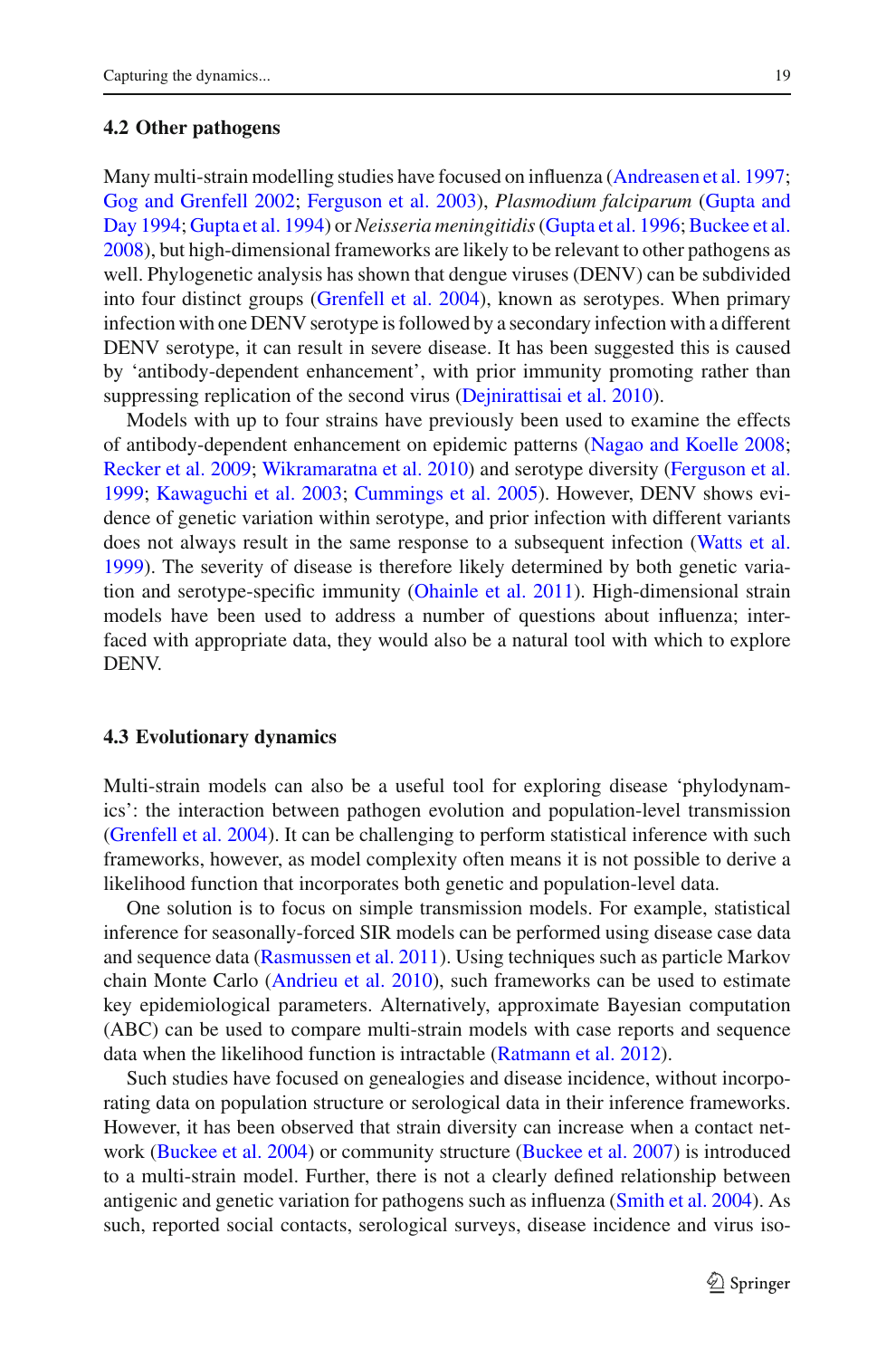### 4.2 Other pathogens

Many multi-strain modelling studies have focused on influenza (Andreasen et al. 1997; Gog and Grenfell 2002; Ferguson et al. 2003), *Plasmodium falciparum* (Gupta and Day 1994; Gupta et al. 1994) or *Neisseria meningitidis* (Gupta et al. 1996; Buckee et al. 2008), but high-dimensional frameworks are likely to be relevant to other pathogens as well. Phylogenetic analysis has shown that dengue viruses (DENV) can be subdivided into four distinct groups (Grenfell et al. 2004), known as serotypes. When primary infection with one DENV serotype is followed by a secondary infection with a different DENV serotype, it can result in severe disease. It has been suggested this is caused by 'antibody-dependent enhancement', with prior immunity promoting rather than suppressing replication of the second virus (Dejnirattisai et al. 2010).

Models with up to four strains have previously been used to examine the effects of antibody-dependent enhancement on epidemic patterns (Nagao and Koelle 2008; Recker et al. 2009; Wikramaratna et al. 2010) and serotype diversity (Ferguson et al. 1999; Kawaguchi et al. 2003; Cummings et al. 2005). However, DENV shows evidence of genetic variation within serotype, and prior infection with different variants does not always result in the same response to a subsequent infection (Watts et al. 1999). The severity of disease is therefore likely determined by both genetic variation and serotype-specific immunity (Ohainle et al. 2011). High-dimensional strain models have been used to address a number of questions about influenza; interfaced with appropriate data, they would also be a natural tool with which to explore DENV.

### 4.3 Evolutionary dynamics

Multi-strain models can also be a useful tool for exploring disease 'phylodynamics': the interaction between pathogen evolution and population-level transmission (Grenfell et al. 2004). It can be challenging to perform statistical inference with such frameworks, however, as model complexity often means it is not possible to derive a likelihood function that incorporates both genetic and population-level data.

One solution is to focus on simple transmission models. For example, statistical inference for seasonally-forced SIR models can be performed using disease case data and sequence data (Rasmussen et al. 2011). Using techniques such as particle Markov chain Monte Carlo (Andrieu et al. 2010), such frameworks can be used to estimate key epidemiological parameters. Alternatively, approximate Bayesian computation (ABC) can be used to compare multi-strain models with case reports and sequence data when the likelihood function is intractable (Ratmann et al. 2012).

Such studies have focused on genealogies and disease incidence, without incorporating data on population structure or serological data in their inference frameworks. However, it has been observed that strain diversity can increase when a contact network (Buckee et al. 2004) or community structure (Buckee et al. 2007) is introduced to a multi-strain model. Further, there is not a clearly defined relationship between antigenic and genetic variation for pathogens such as influenza (Smith et al. 2004). As such, reported social contacts, serological surveys, disease incidence and virus iso-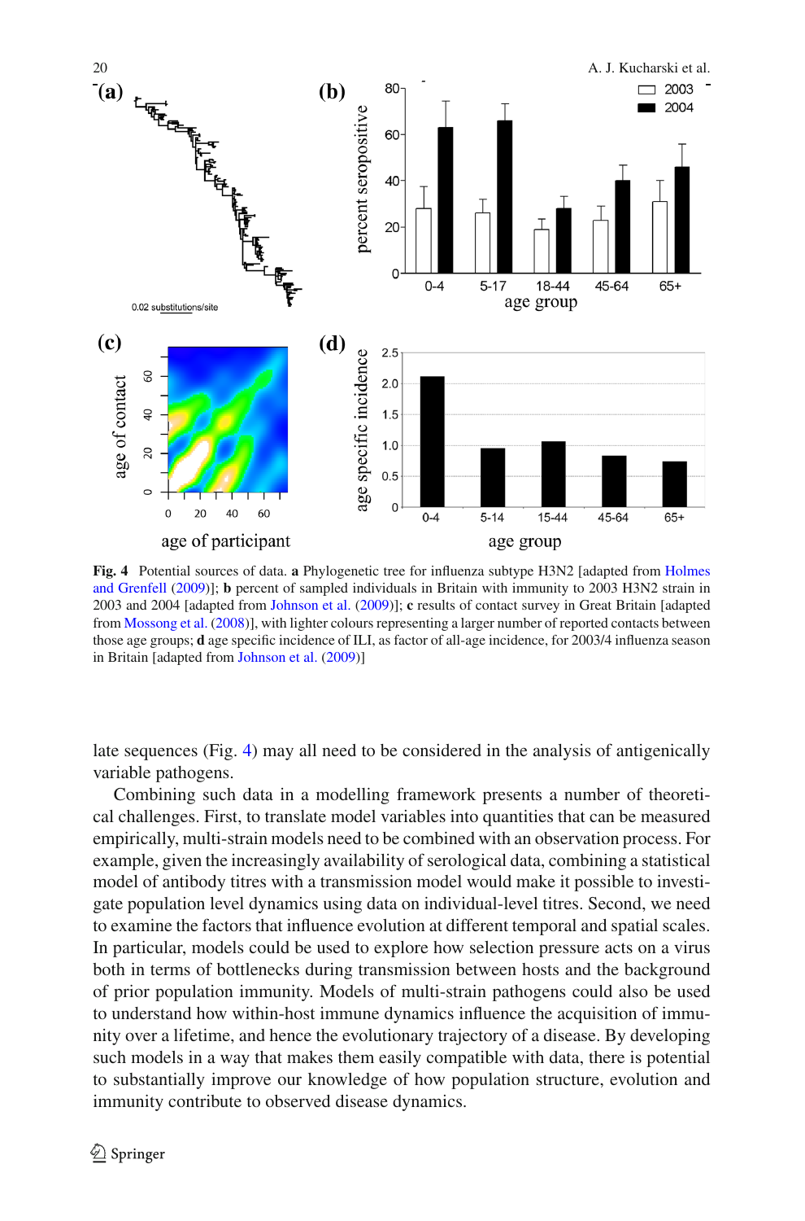**Fig. 4** Potential sources of data. **a** Phylogenetic tree for influenza subtype H3N2 [adapted from Holmes and Grenfell (2009)]; **b** percent of sampled individuals in Britain with immunity to 2003 H3N2 strain in 2003 and 2004 [adapted from Johnson et al. (2009)]; **c** results of contact survey in Great Britain [adapted from Mossong et al. (2008)], with lighter colours representing a larger number of reported contacts between those age groups; **d** age specific incidence of ILI, as factor of all-age incidence, for 2003/4 influenza season in Britain [adapted from Johnson et al. (2009)]

late sequences (Fig. 4) may all need to be considered in the analysis of antigenically variable pathogens.

Combining such data in a modelling framework presents a number of theoretical challenges. First, to translate model variables into quantities that can be measured empirically, multi-strain models need to be combined with an observation process. For example, given the increasingly availability of serological data, combining a statistical model of antibody titres with a transmission model would make it possible to investigate population level dynamics using data on individual-level titres. Second, we need to examine the factors that influence evolution at different temporal and spatial scales. In particular, models could be used to explore how selection pressure acts on a virus both in terms of bottlenecks during transmission between hosts and the background of prior population immunity. Models of multi-strain pathogens could also be used to understand how within-host immune dynamics influence the acquisition of immunity over a lifetime, and hence the evolutionary trajectory of a disease. By developing such models in a way that makes them easily compatible with data, there is potential to substantially improve our knowledge of how population structure, evolution and immunity contribute to observed disease dynamics.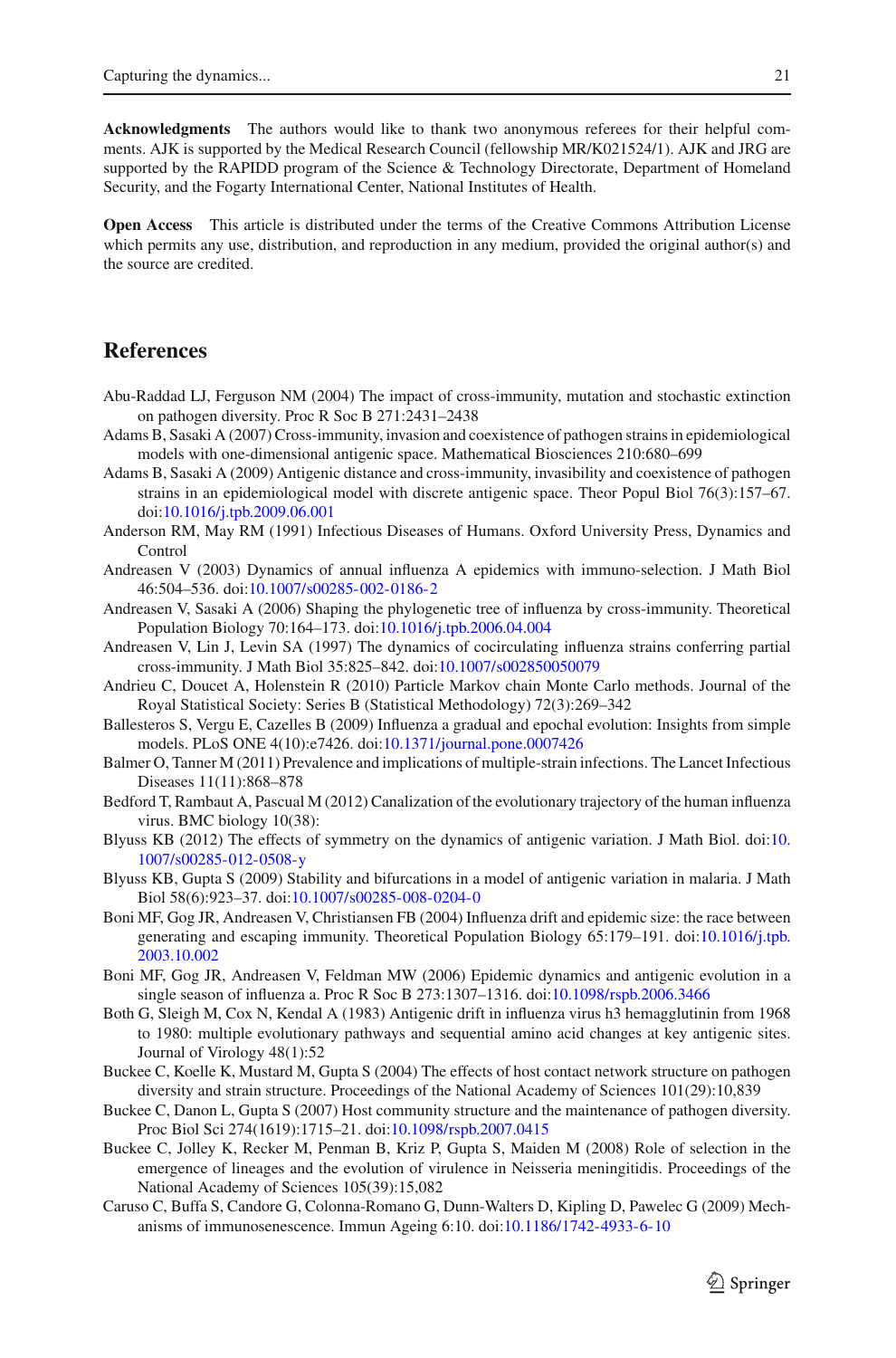**Acknowledgments** The authors would like to thank two anonymous referees for their helpful comments. AJK is supported by the Medical Research Council (fellowship MR/K021524/1). AJK and JRG are supported by the RAPIDD program of the Science & Technology Directorate, Department of Homeland Security, and the Fogarty International Center, National Institutes of Health.

**Open Access** This article is distributed under the terms of the Creative Commons Attribution License which permits any use, distribution, and reproduction in any medium, provided the original author(s) and the source are credited.

## References

Abu-Raddad LJ, Ferguson NM (2004) The impact of cross-immunity, mutation and stochastic extinction on pathogen diversity. Proc R Soc B 271:2431–2438

Adams B, Sasaki A (2007) Cross-immunity, invasion and coexistence of pathogen strains in epidemiological models with one-dimensional antigenic space. Mathematical Biosciences 210:680–699

Adams B, Sasaki A (2009) Antigenic distance and cross-immunity, invasibility and coexistence of pathogen strains in an epidemiological model with discrete antigenic space. Theor Popul Biol 76(3):157–67. doi:10.1016/j.tpb.2009.06.001

Anderson RM, May RM (1991) Infectious Diseases of Humans. Oxford University Press, Dynamics and Control

Andreasen V (2003) Dynamics of annual influenza A epidemics with immuno-selection. J Math Biol 46:504–536. doi:10.1007/s00285-002-0186-2

Andreasen V, Sasaki A (2006) Shaping the phylogenetic tree of influenza by cross-immunity. Theoretical Population Biology 70:164–173. doi:10.1016/j.tpb.2006.04.004

Andreasen V, Lin J, Levin SA (1997) The dynamics of cocirculating influenza strains conferring partial cross-immunity. J Math Biol 35:825–842. doi:10.1007/s002850050079

Andrieu C, Doucet A, Holenstein R (2010) Particle Markov chain Monte Carlo methods. Journal of the Royal Statistical Society: Series B (Statistical Methodology) 72(3):269–342

Ballesteros S, Vergu E, Cazelles B (2009) Influenza a gradual and epochal evolution: Insights from simple models. PLoS ONE 4(10):e7426. doi:10.1371/journal.pone.0007426

Balmer O, Tanner M (2011) Prevalence and implications of multiple-strain infections. The Lancet Infectious Diseases 11(11):868–878

Bedford T, Rambaut A, Pascual M (2012) Canalization of the evolutionary trajectory of the human influenza virus. BMC biology 10(38):

Blyuss KB (2012) The effects of symmetry on the dynamics of antigenic variation. J Math Biol. doi:10.1007/s00285-012-0508-y

Blyuss KB, Gupta S (2009) Stability and bifurcations in a model of antigenic variation in malaria. J Math Biol 58(6):923–37. doi:10.1007/s00285-008-0204-0

Boni MF, Gog JR, Andreasen V, Christiansen FB (2004) Influenza drift and epidemic size: the race between generating and escaping immunity. Theoretical Population Biology 65:179–191. doi:10.1016/j.tpb.2003.10.002

Boni MF, Gog JR, Andreasen V, Feldman MW (2006) Epidemic dynamics and antigenic evolution in a single season of influenza a. Proc R Soc B 273:1307–1316. doi:10.1098/rspb.2006.3466

Both G, Sleigh M, Cox N, Kendal A (1983) Antigenic drift in influenza virus h3 hemagglutinin from 1968 to 1980: multiple evolutionary pathways and sequential amino acid changes at key antigenic sites. Journal of Virology 48(1):52

Buckee C, Koelle K, Mustard M, Gupta S (2004) The effects of host contact network structure on pathogen diversity and strain structure. Proceedings of the National Academy of Sciences 101(29):10,839

Buckee C, Danon L, Gupta S (2007) Host community structure and the maintenance of pathogen diversity. Proc Biol Sci 274(1619):1715–21. doi:10.1098/rspb.2007.0415

Buckee C, Jolley K, Recker M, Penman B, Kriz P, Gupta S, Maiden M (2008) Role of selection in the emergence of lineages and the evolution of virulence in Neisseria meningitidis. Proceedings of the National Academy of Sciences 105(39):15,082

Caruso C, Buffa S, Candore G, Colonna-Romano G, Dunn-Walters D, Kipling D, Pawelec G (2009) Mechanisms of immunosenescence. Immun Ageing 6:10. doi:10.1186/1742-4933-6-10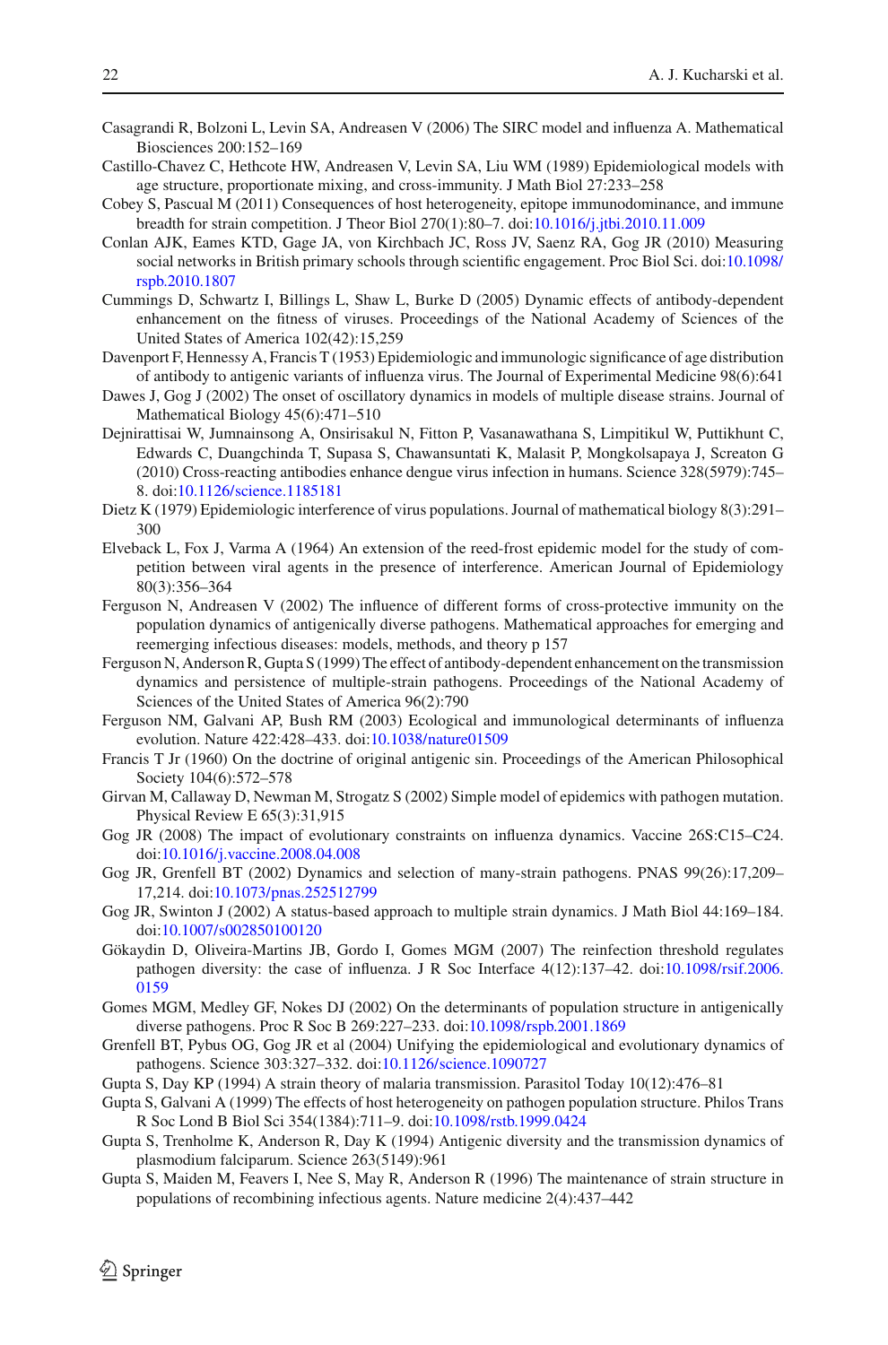Casagrandi R, Bolzoni L, Levin SA, Andreasen V (2006) The SIRC model and influenza A. Mathematical Biosciences 200:152–169

Castillo-Chavez C, Hethcote HW, Andreasen V, Levin SA, Liu WM (1989) Epidemiological models with age structure, proportionate mixing, and cross-immunity. J Math Biol 27:233–258

Cobey S, Pascual M (2011) Consequences of host heterogeneity, epitope immunodominance, and immune breadth for strain competition. J Theor Biol 270(1):80–7. doi:10.1016/j.jtbi.2010.11.009

Conlan AJK, Eames KTD, Gage JA, von Kirchbach JC, Ross JV, Saenz RA, Gog JR (2010) Measuring social networks in British primary schools through scientific engagement. Proc Biol Sci. doi:10.1098/rspb.2010.1807

Cummings D, Schwartz I, Billings L, Shaw L, Burke D (2005) Dynamic effects of antibody-dependent enhancement on the fitness of viruses. Proceedings of the National Academy of Sciences of the United States of America 102(42):15,259

Davenport F, Hennessy A, Francis T (1953) Epidemiologic and immunologic significance of age distribution of antibody to antigenic variants of influenza virus. The Journal of Experimental Medicine 98(6):641

Dawes J, Gog J (2002) The onset of oscillatory dynamics in models of multiple disease strains. Journal of Mathematical Biology 45(6):471–510

Dejnirattisai W, Jumnainsong A, Onsirisakul N, Fitton P, Vasanawathana S, Limpitikul W, Puttikhunt C, Edwards C, Duangchinda T, Supasa S, Chawansuntati K, Malasit P, Mongkolsapaya J, Screaton G (2010) Cross-reacting antibodies enhance dengue virus infection in humans. Science 328(5979):745–8. doi:10.1126/science.1185181

Dietz K (1979) Epidemiologic interference of virus populations. Journal of mathematical biology 8(3):291–300

Elveback L, Fox J, Varma A (1964) An extension of the reed-frost epidemic model for the study of competition between viral agents in the presence of interference. American Journal of Epidemiology 80(3):356–364

Ferguson N, Andreasen V (2002) The influence of different forms of cross-protective immunity on the population dynamics of antigenically diverse pathogens. Mathematical approaches for emerging and reemerging infectious diseases: models, methods, and theory p 157

Ferguson N, Anderson R, Gupta S (1999) The effect of antibody-dependent enhancement on the transmission dynamics and persistence of multiple-strain pathogens. Proceedings of the National Academy of Sciences of the United States of America 96(2):790

Ferguson NM, Galvani AP, Bush RM (2003) Ecological and immunological determinants of influenza evolution. Nature 422:428–433. doi:10.1038/nature01509

Francis T Jr (1960) On the doctrine of original antigenic sin. Proceedings of the American Philosophical Society 104(6):572–578

Girvan M, Callaway D, Newman M, Strogatz S (2002) Simple model of epidemics with pathogen mutation. Physical Review E 65(3):31,915

Gog JR (2008) The impact of evolutionary constraints on influenza dynamics. Vaccine 26S:C15–C24. doi:10.1016/j.vaccine.2008.04.008

Gog JR, Grenfell BT (2002) Dynamics and selection of many-strain pathogens. PNAS 99(26):17,209–17,214. doi:10.1073/pnas.252512799

Gog JR, Swinton J (2002) A status-based approach to multiple strain dynamics. J Math Biol 44:169–184. doi:10.1007/s002850100120

Gökaydin D, Oliveira-Martins JB, Gordo I, Gomes MGM (2007) The reinfection threshold regulates pathogen diversity: the case of influenza. J R Soc Interface 4(12):137–42. doi:10.1098/rsif.2006.0159

Gomes MGM, Medley GF, Nokes DJ (2002) On the determinants of population structure in antigenically diverse pathogens. Proc R Soc B 269:227–233. doi:10.1098/rspb.2001.1869

Grenfell BT, Pybus OG, Gog JR et al (2004) Unifying the epidemiological and evolutionary dynamics of pathogens. Science 303:327–332. doi:10.1126/science.1090727

Gupta S, Day KP (1994) A strain theory of malaria transmission. Parasitol Today 10(12):476–81

Gupta S, Galvani A (1999) The effects of host heterogeneity on pathogen population structure. Philos Trans R Soc Lond B Biol Sci 354(1384):711–9. doi:10.1098/rstb.1999.0424

Gupta S, Trenholme K, Anderson R, Day K (1994) Antigenic diversity and the transmission dynamics of plasmodium falciparum. Science 263(5149):961

Gupta S, Maiden M, Feavers I, Nee S, May R, Anderson R (1996) The maintenance of strain structure in populations of recombining infectious agents. Nature medicine 2(4):437–442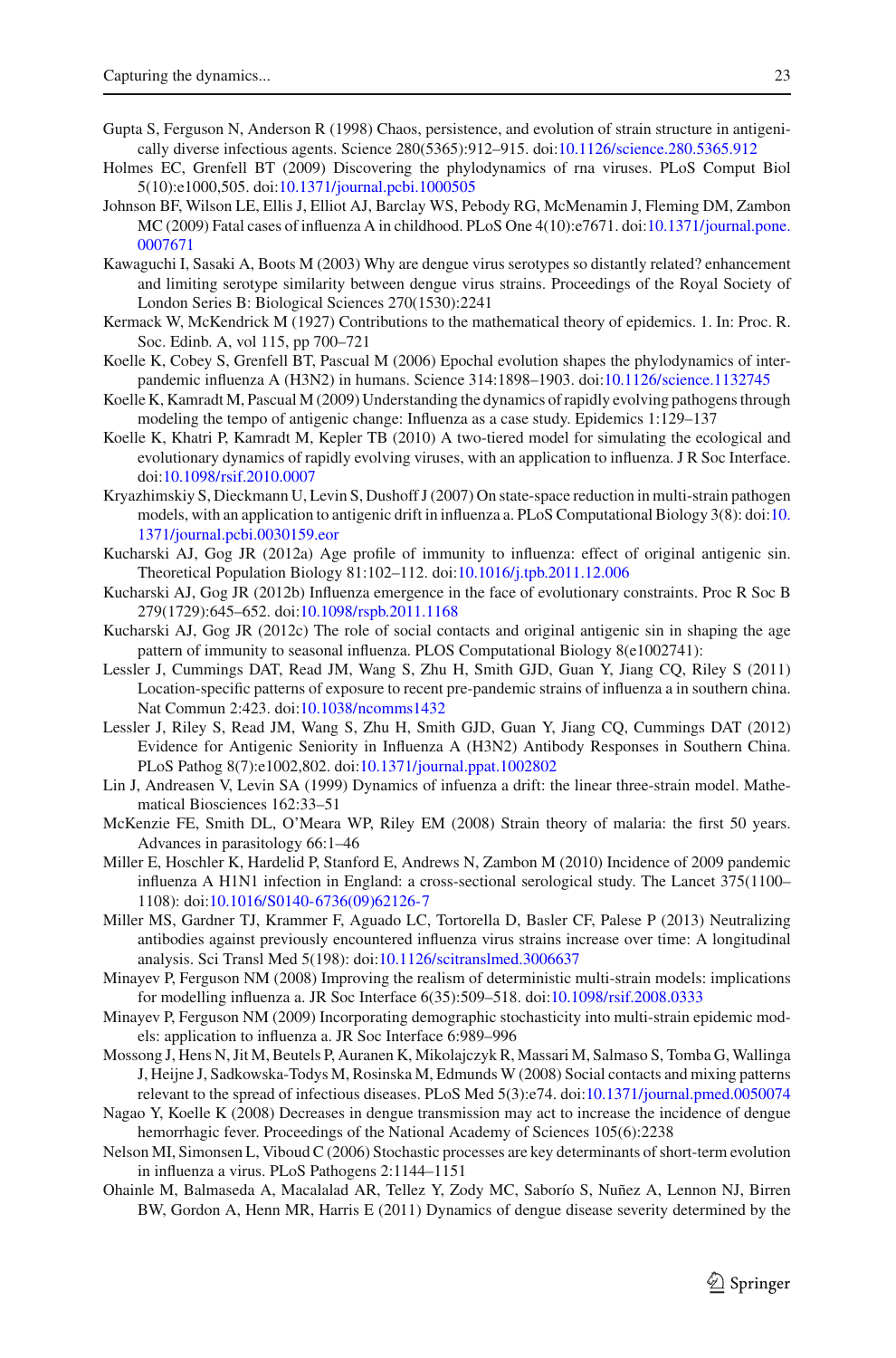Gupta S, Ferguson N, Anderson R (1998) Chaos, persistence, and evolution of strain structure in antigenically diverse infectious agents. Science 280(5365):912–915. doi:10.1126/science.280.5365.912

Holmes EC, Grenfell BT (2009) Discovering the phylodynamics of rna viruses. PLoS Comput Biol 5(10):e1000,505. doi:10.1371/journal.pcbi.1000505

Johnson BF, Wilson LE, Ellis J, Elliot AJ, Barclay WS, Pebody RG, McMenamin J, Fleming DM, Zambon MC (2009) Fatal cases of influenza A in childhood. PLoS One 4(10):e7671. doi:10.1371/journal.pone.0007671

Kawaguchi I, Sasaki A, Boots M (2003) Why are dengue virus serotypes so distantly related? enhancement and limiting serotype similarity between dengue virus strains. Proceedings of the Royal Society of London Series B: Biological Sciences 270(1530):2241

Kermack W, McKendrick M (1927) Contributions to the mathematical theory of epidemics. 1. In: Proc. R. Soc. Edinb. A, vol 115, pp 700–721

Koelle K, Cobey S, Grenfell BT, Pascual M (2006) Epochal evolution shapes the phylodynamics of interpandemic influenza A (H3N2) in humans. Science 314:1898–1903. doi:10.1126/science.1132745

Koelle K, Kamradt M, Pascual M (2009) Understanding the dynamics of rapidly evolving pathogens through modeling the tempo of antigenic change: Influenza as a case study. Epidemics 1:129–137

Koelle K, Khatri P, Kamradt M, Kepler TB (2010) A two-tiered model for simulating the ecological and evolutionary dynamics of rapidly evolving viruses, with an application to influenza. J R Soc Interface. doi:10.1098/rsif.2010.0007

Kryazhimskiy S, Dieckmann U, Levin S, Dushoff J (2007) On state-space reduction in multi-strain pathogen models, with an application to antigenic drift in influenza a. PLoS Computational Biology 3(8): doi:10.1371/journal.pcbi.0030159.eor

Kucharski AJ, Gog JR (2012a) Age profile of immunity to influenza: effect of original antigenic sin. Theoretical Population Biology 81:102–112. doi:10.1016/j.tpb.2011.12.006

Kucharski AJ, Gog JR (2012b) Influenza emergence in the face of evolutionary constraints. Proc R Soc B 279(1729):645–652. doi:10.1098/rspb.2011.1168

Kucharski AJ, Gog JR (2012c) The role of social contacts and original antigenic sin in shaping the age pattern of immunity to seasonal influenza. PLOS Computational Biology 8(e1002741):

Lessler J, Cummings DAT, Read JM, Wang S, Zhu H, Smith GJD, Guan Y, Jiang CQ, Riley S (2011) Location-specific patterns of exposure to recent pre-pandemic strains of influenza a in southern china. Nat Commun 2:423. doi:10.1038/ncomms1432

Lessler J, Riley S, Read JM, Wang S, Zhu H, Smith GJD, Guan Y, Jiang CQ, Cummings DAT (2012) Evidence for Antigenic Seniority in Influenza A (H3N2) Antibody Responses in Southern China. PLoS Pathog 8(7):e1002,802. doi:10.1371/journal.ppat.1002802

Lin J, Andreasen V, Levin SA (1999) Dynamics of infuenza a drift: the linear three-strain model. Mathematical Biosciences 162:33–51

McKenzie FE, Smith DL, O'Meara WP, Riley EM (2008) Strain theory of malaria: the first 50 years. Advances in parasitology 66:1–46

Miller E, Hoschler K, Hardelid P, Stanford E, Andrews N, Zambon M (2010) Incidence of 2009 pandemic influenza A H1N1 infection in England: a cross-sectional serological study. The Lancet 375(1100–1108): doi:10.1016/S0140-6736(09)62126-7

Miller MS, Gardner TJ, Krammer F, Aguado LC, Tortorella D, Basler CF, Palese P (2013) Neutralizing antibodies against previously encountered influenza virus strains increase over time: A longitudinal analysis. Sci Transl Med 5(198): doi:10.1126/scitranslmed.3006637

Minayev P, Ferguson NM (2008) Improving the realism of deterministic multi-strain models: implications for modelling influenza a. JR Soc Interface 6(35):509–518. doi:10.1098/rsif.2008.0333

Minayev P, Ferguson NM (2009) Incorporating demographic stochasticity into multi-strain epidemic models: application to influenza a. JR Soc Interface 6:989–996

Mossong J, Hens N, Jit M, Beutels P, Auranen K, Mikolajczyk R, Massari M, Salmaso S, Tomba G, Wallinga J, Heijne J, Sadkowska-Todys M, Rosinska M, Edmunds W (2008) Social contacts and mixing patterns relevant to the spread of infectious diseases. PLoS Med 5(3):e74. doi:10.1371/journal.pmed.0050074

Nagao Y, Koelle K (2008) Decreases in dengue transmission may act to increase the incidence of dengue hemorrhagic fever. Proceedings of the National Academy of Sciences 105(6):2238

Nelson MI, Simonsen L, Viboud C (2006) Stochastic processes are key determinants of short-term evolution in influenza a virus. PLoS Pathogens 2:1144–1151

Ohainle M, Balmaseda A, Macalalad AR, Tellez Y, Zody MC, Saborío S, Nuñez A, Lennon NJ, Birren BW, Gordon A, Henn MR, Harris E (2011) Dynamics of dengue disease severity determined by the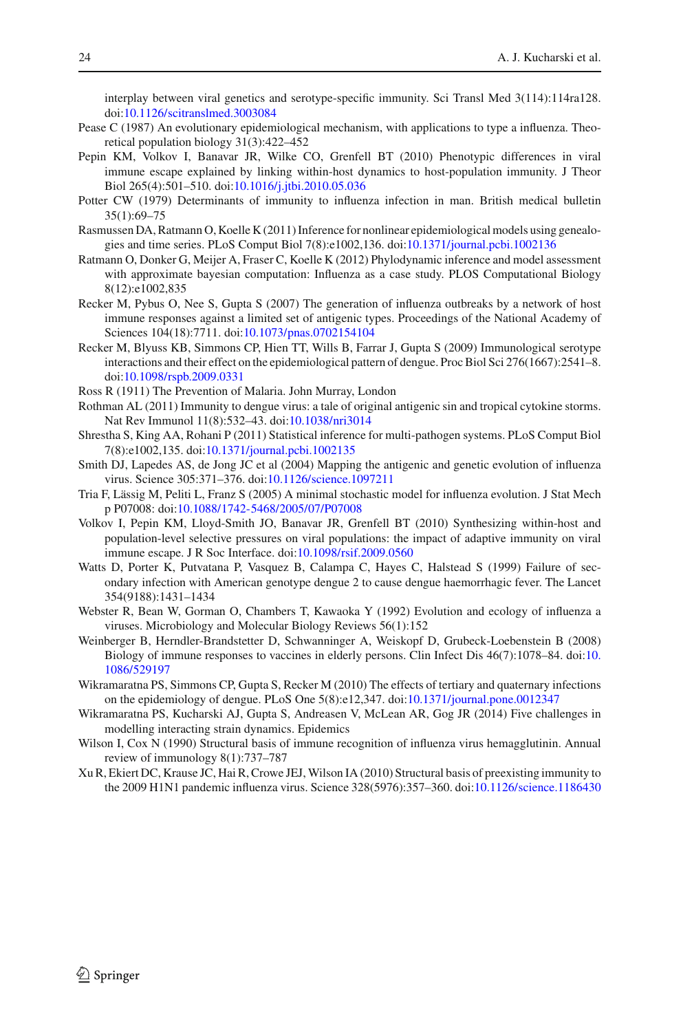interplay between viral genetics and serotype-specific immunity. Sci Transl Med 3(114):114ra128. doi:10.1126/scitranslmed.3003084

Pease C (1987) An evolutionary epidemiological mechanism, with applications to type a influenza. Theoretical population biology 31(3):422–452

Pepin KM, Volkov I, Banavar JR, Wilke CO, Grenfell BT (2010) Phenotypic differences in viral immune escape explained by linking within-host dynamics to host-population immunity. J Theor Biol 265(4):501–510. doi:10.1016/j.jtbi.2010.05.036

Potter CW (1979) Determinants of immunity to influenza infection in man. British medical bulletin 35(1):69–75

Rasmussen DA, Ratmann O, Koelle K (2011) Inference for nonlinear epidemiological models using genealogies and time series. PLoS Comput Biol 7(8):e1002,136. doi:10.1371/journal.pcbi.1002136

Ratmann O, Donker G, Meijer A, Fraser C, Koelle K (2012) Phylodynamic inference and model assessment with approximate bayesian computation: Influenza as a case study. PLOS Computational Biology 8(12):e1002,835

Recker M, Pybus O, Nee S, Gupta S (2007) The generation of influenza outbreaks by a network of host immune responses against a limited set of antigenic types. Proceedings of the National Academy of Sciences 104(18):7711. doi:10.1073/pnas.0702154104

Recker M, Blyuss KB, Simmons CP, Hien TT, Wills B, Farrar J, Gupta S (2009) Immunological serotype interactions and their effect on the epidemiological pattern of dengue. Proc Biol Sci 276(1667):2541–8. doi:10.1098/rspb.2009.0331

Ross R (1911) The Prevention of Malaria. John Murray, London

Rothman AL (2011) Immunity to dengue virus: a tale of original antigenic sin and tropical cytokine storms. Nat Rev Immunol 11(8):532–43. doi:10.1038/nri3014

Shrestha S, King AA, Rohani P (2011) Statistical inference for multi-pathogen systems. PLoS Comput Biol 7(8):e1002,135. doi:10.1371/journal.pcbi.1002135

Smith DJ, Lapedes AS, de Jong JC et al (2004) Mapping the antigenic and genetic evolution of influenza virus. Science 305:371–376. doi:10.1126/science.1097211

Tria F, Lässig M, Peliti L, Franz S (2005) A minimal stochastic model for influenza evolution. J Stat Mech p P07008: doi:10.1088/1742-5468/2005/07/P07008

Volkov I, Pepin KM, Lloyd-Smith JO, Banavar JR, Grenfell BT (2010) Synthesizing within-host and population-level selective pressures on viral populations: the impact of adaptive immunity on viral immune escape. J R Soc Interface. doi:10.1098/rsif.2009.0560

Watts D, Porter K, Putvatana P, Vasquez B, Calampa C, Hayes C, Halstead S (1999) Failure of secondary infection with American genotype dengue 2 to cause dengue haemorrhagic fever. The Lancet 354(9188):1431–1434

Webster R, Bean W, Gorman O, Chambers T, Kawaoka Y (1992) Evolution and ecology of influenza a viruses. Microbiology and Molecular Biology Reviews 56(1):152

Weinberger B, Herndler-Brandstetter D, Schwanninger A, Weiskopf D, Grubeck-Loebenstein B (2008) Biology of immune responses to vaccines in elderly persons. Clin Infect Dis 46(7):1078–84. doi:10.1086/529197

Wikramaratna PS, Simmons CP, Gupta S, Recker M (2010) The effects of tertiary and quaternary infections on the epidemiology of dengue. PLoS One 5(8):e12,347. doi:10.1371/journal.pone.0012347

Wikramaratna PS, Kucharski AJ, Gupta S, Andreasen V, McLean AR, Gog JR (2014) Five challenges in modelling interacting strain dynamics. Epidemics

Wilson I, Cox N (1990) Structural basis of immune recognition of influenza virus hemagglutinin. Annual review of immunology 8(1):737–787

Xu R, Ekiert DC, Krause JC, Hai R, Crowe JEJ, Wilson IA (2010) Structural basis of preexisting immunity to the 2009 H1N1 pandemic influenza virus. Science 328(5976):357–360. doi:10.1126/science.1186430